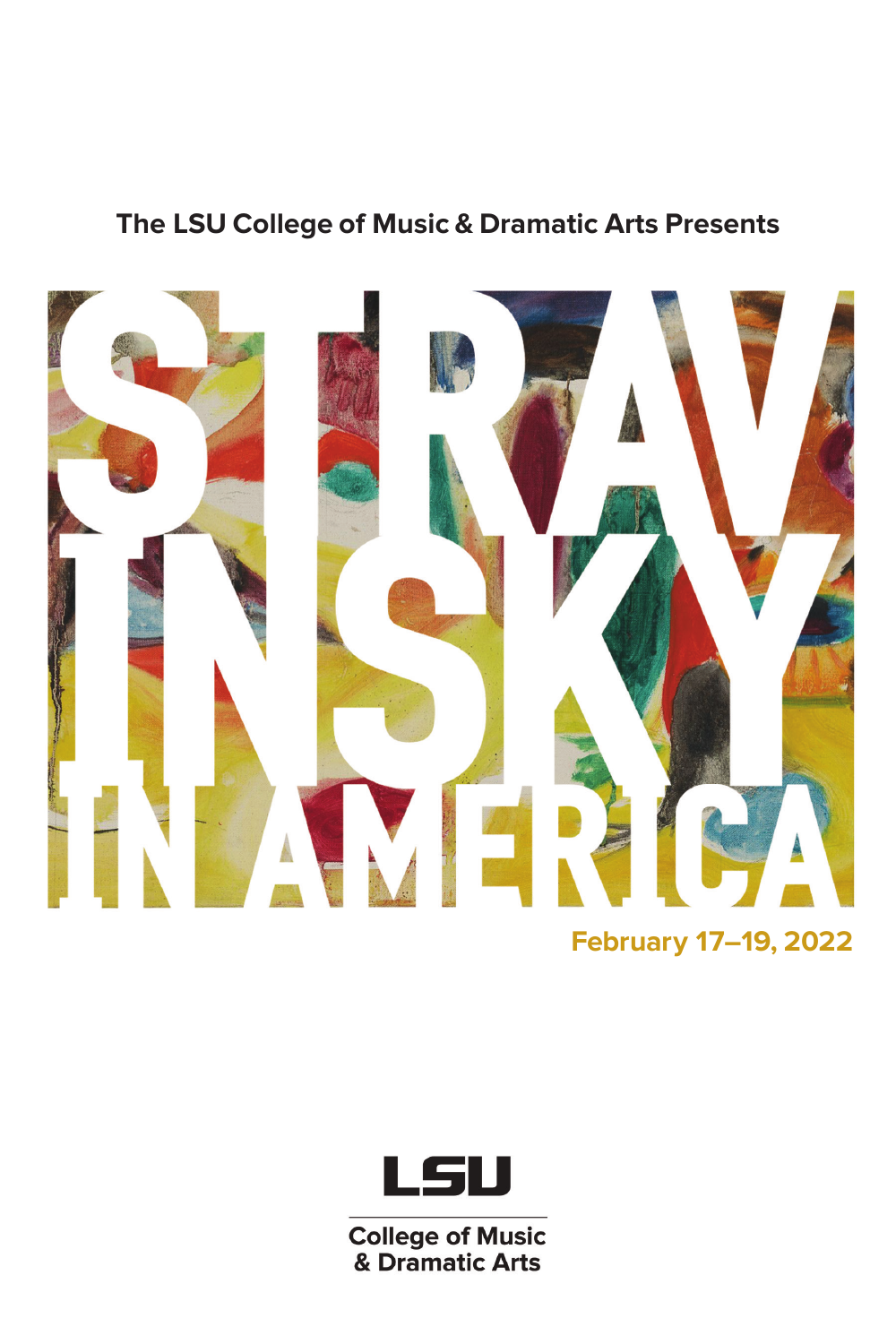The LSU College of Music & Dramatic Arts Presents

# STRAVINSKY IN AMERICA

**February 17–19, 2022**

LSU

College of Music & Dramatic Arts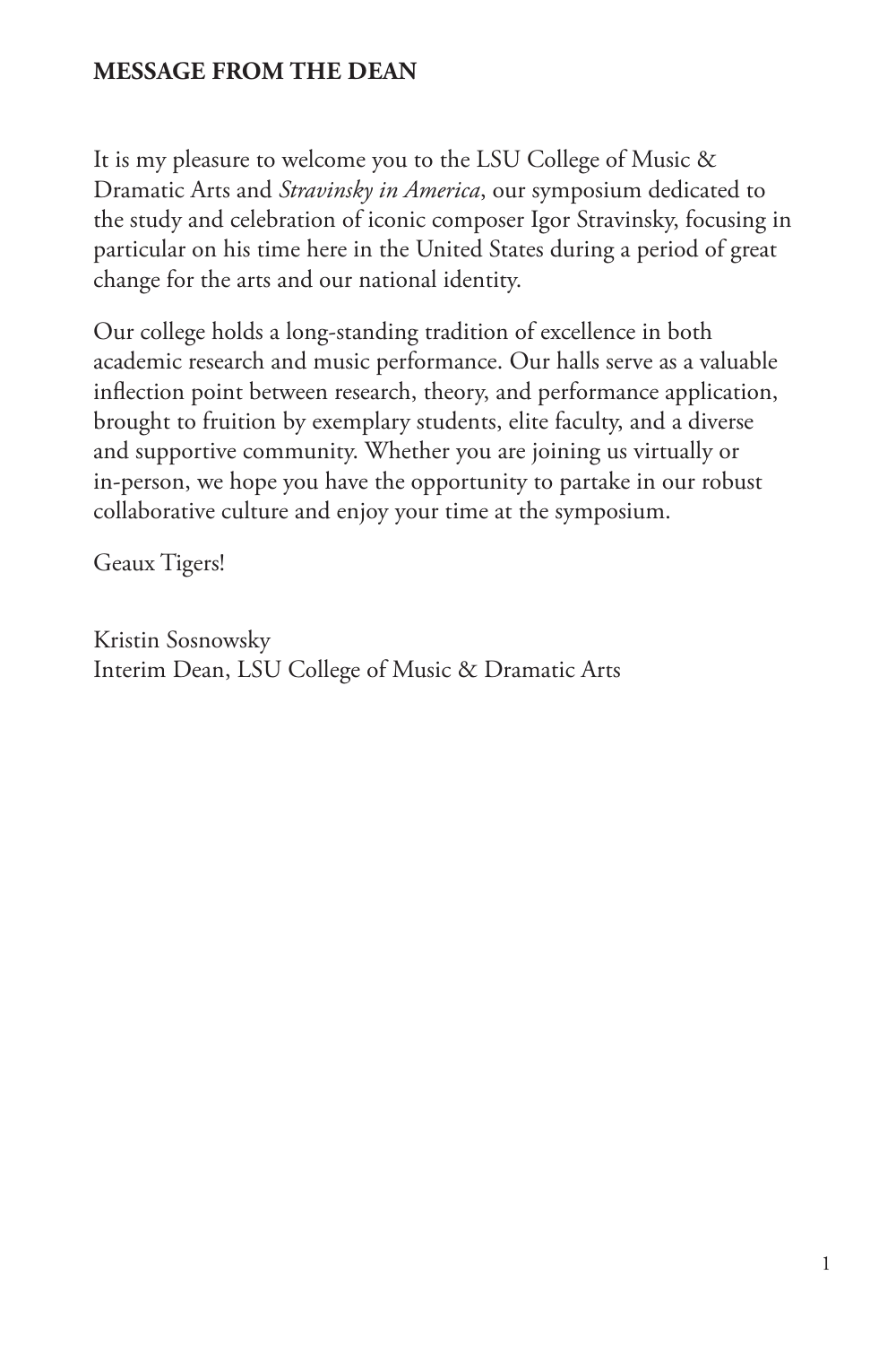## MESSAGE FROM THE DEAN

It is my pleasure to welcome you to the LSU College of Music & Dramatic Arts and *Stravinsky in America*, our symposium dedicated to the study and celebration of iconic composer Igor Stravinsky, focusing in particular on his time here in the United States during a period of great change for the arts and our national identity.

Our college holds a long-standing tradition of excellence in both academic research and music performance. Our halls serve as a valuable inflection point between research, theory, and performance application, brought to fruition by exemplary students, elite faculty, and a diverse and supportive community. Whether you are joining us virtually or in-person, we hope you have the opportunity to partake in our robust collaborative culture and enjoy your time at the symposium.

Geaux Tigers!

Kristin Sosnowsky
Interim Dean, LSU College of Music & Dramatic Arts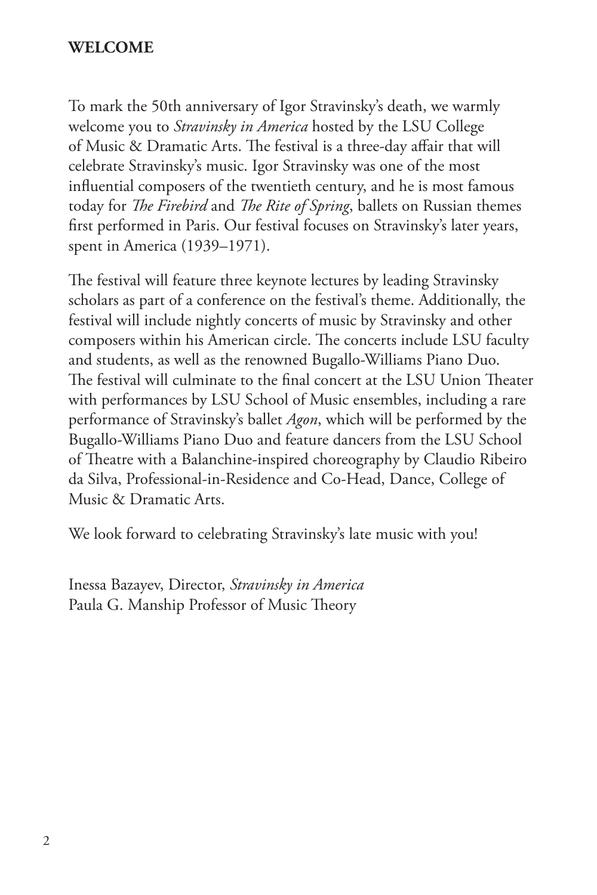## WELCOME

To mark the 50th anniversary of Igor Stravinsky's death, we warmly welcome you to *Stravinsky in America* hosted by the LSU College of Music & Dramatic Arts. The festival is a three-day affair that will celebrate Stravinsky's music. Igor Stravinsky was one of the most influential composers of the twentieth century, and he is most famous today for *The Firebird* and *The Rite of Spring*, ballets on Russian themes first performed in Paris. Our festival focuses on Stravinsky's later years, spent in America (1939–1971).

The festival will feature three keynote lectures by leading Stravinsky scholars as part of a conference on the festival's theme. Additionally, the festival will include nightly concerts of music by Stravinsky and other composers within his American circle. The concerts include LSU faculty and students, as well as the renowned Bugallo-Williams Piano Duo. The festival will culminate to the final concert at the LSU Union Theater with performances by LSU School of Music ensembles, including a rare performance of Stravinsky's ballet *Agon*, which will be performed by the Bugallo-Williams Piano Duo and feature dancers from the LSU School of Theatre with a Balanchine-inspired choreography by Claudio Ribeiro da Silva, Professional-in-Residence and Co-Head, Dance, College of Music & Dramatic Arts.

We look forward to celebrating Stravinsky's late music with you!

Inessa Bazayev, Director, *Stravinsky in America*
Paula G. Manship Professor of Music Theory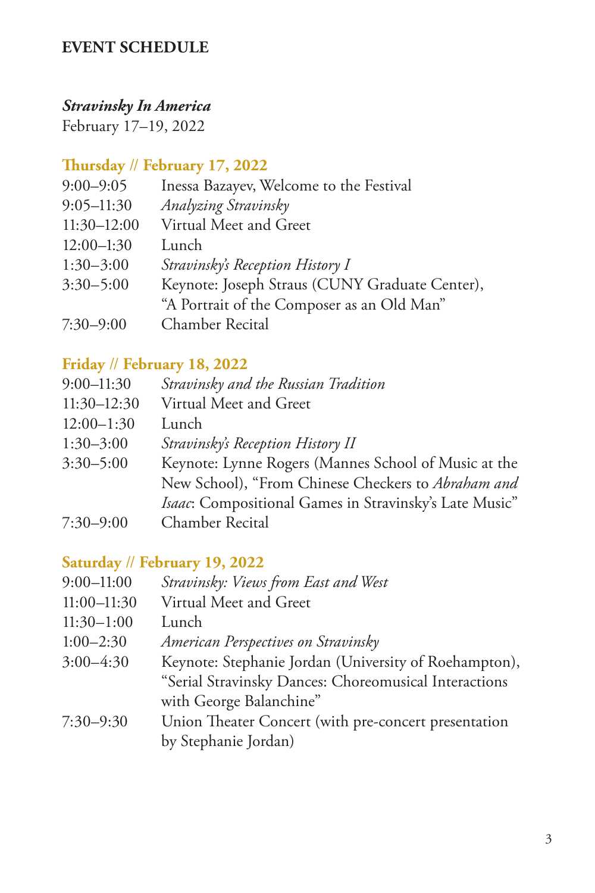# EVENT SCHEDULE

***Stravinsky In America***
February 17–19, 2022

## Thursday // February 17, 2022

| | |
|---|---|
| 9:00–9:05 | Inessa Bazayev, Welcome to the Festival |
| 9:05–11:30 | *Analyzing Stravinsky* |
| 11:30–12:00 | Virtual Meet and Greet |
| 12:00–1:30 | Lunch |
| 1:30–3:00 | *Stravinsky's Reception History I* |
| 3:30–5:00 | Keynote: Joseph Straus (CUNY Graduate Center), "A Portrait of the Composer as an Old Man" |
| 7:30–9:00 | Chamber Recital |

## Friday // February 18, 2022

| | |
|---|---|
| 9:00–11:30 | *Stravinsky and the Russian Tradition* |
| 11:30–12:30 | Virtual Meet and Greet |
| 12:00–1:30 | Lunch |
| 1:30–3:00 | *Stravinsky's Reception History II* |
| 3:30–5:00 | Keynote: Lynne Rogers (Mannes School of Music at the New School), "From Chinese Checkers to *Abraham and Isaac*: Compositional Games in Stravinsky's Late Music" |
| 7:30–9:00 | Chamber Recital |

## Saturday // February 19, 2022

| | |
|---|---|
| 9:00–11:00 | *Stravinsky: Views from East and West* |
| 11:00–11:30 | Virtual Meet and Greet |
| 11:30–1:00 | Lunch |
| 1:00–2:30 | *American Perspectives on Stravinsky* |
| 3:00–4:30 | Keynote: Stephanie Jordan (University of Roehampton), "Serial Stravinsky Dances: Choreomusical Interactions with George Balanchine" |
| 7:30–9:30 | Union Theater Concert (with pre-concert presentation by Stephanie Jordan) |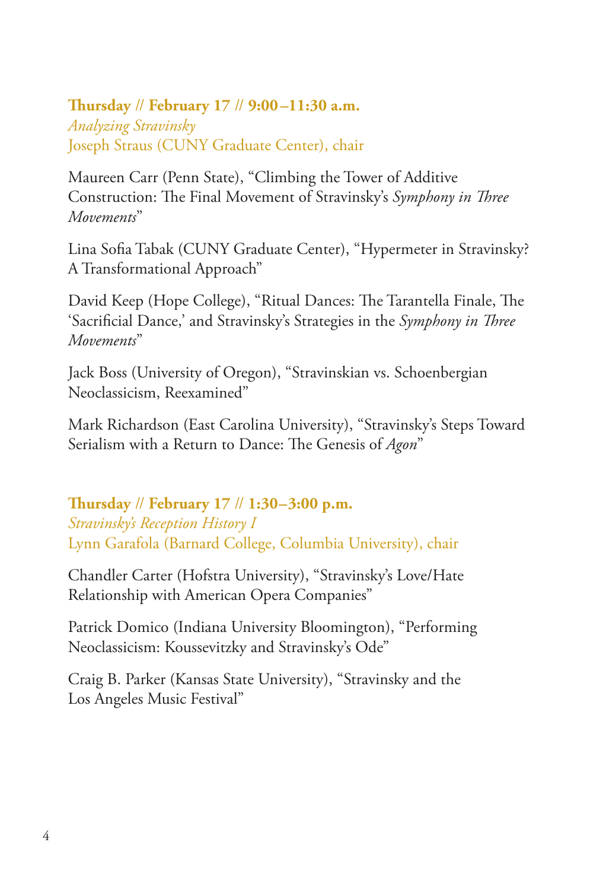**Thursday // February 17 // 9:00–11:30 a.m.**
*Analyzing Stravinsky*
Joseph Straus (CUNY Graduate Center), chair

Maureen Carr (Penn State), "Climbing the Tower of Additive Construction: The Final Movement of Stravinsky's *Symphony in Three Movements*"

Lina Sofia Tabak (CUNY Graduate Center), "Hypermeter in Stravinsky? A Transformational Approach"

David Keep (Hope College), "Ritual Dances: The Tarantella Finale, The 'Sacrificial Dance,' and Stravinsky's Strategies in the *Symphony in Three Movements*"

Jack Boss (University of Oregon), "Stravinskian vs. Schoenbergian Neoclassicism, Reexamined"

Mark Richardson (East Carolina University), "Stravinsky's Steps Toward Serialism with a Return to Dance: The Genesis of *Agon*"

**Thursday // February 17 // 1:30–3:00 p.m.**
*Stravinsky's Reception History I*
Lynn Garafola (Barnard College, Columbia University), chair

Chandler Carter (Hofstra University), "Stravinsky's Love/Hate Relationship with American Opera Companies"

Patrick Domico (Indiana University Bloomington), "Performing Neoclassicism: Koussevitzky and Stravinsky's Ode"

Craig B. Parker (Kansas State University), "Stravinsky and the Los Angeles Music Festival"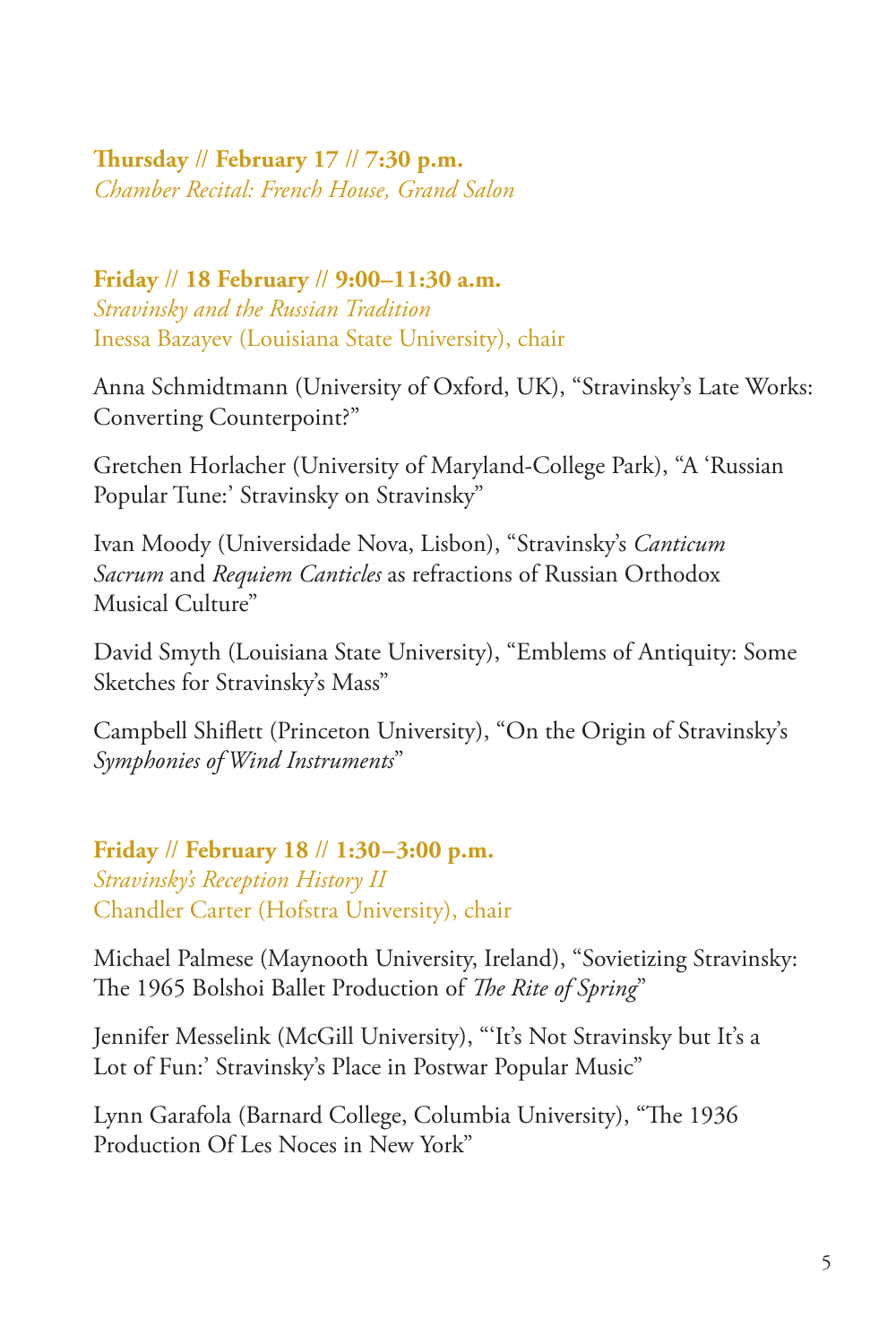**Thursday // February 17 // 7:30 p.m.**
*Chamber Recital: French House, Grand Salon*

**Friday // 18 February // 9:00–11:30 a.m.**
*Stravinsky and the Russian Tradition*
Inessa Bazayev (Louisiana State University), chair

Anna Schmidtmann (University of Oxford, UK), "Stravinsky's Late Works: Converting Counterpoint?"

Gretchen Horlacher (University of Maryland-College Park), "A 'Russian Popular Tune:' Stravinsky on Stravinsky"

Ivan Moody (Universidade Nova, Lisbon), "Stravinsky's *Canticum Sacrum* and *Requiem Canticles* as refractions of Russian Orthodox Musical Culture"

David Smyth (Louisiana State University), "Emblems of Antiquity: Some Sketches for Stravinsky's Mass"

Campbell Shiflett (Princeton University), "On the Origin of Stravinsky's *Symphonies of Wind Instruments*"

**Friday // February 18 // 1:30–3:00 p.m.**
*Stravinsky's Reception History II*
Chandler Carter (Hofstra University), chair

Michael Palmese (Maynooth University, Ireland), "Sovietizing Stravinsky: The 1965 Bolshoi Ballet Production of *The Rite of Spring*"

Jennifer Messelink (McGill University), "'It's Not Stravinsky but It's a Lot of Fun:' Stravinsky's Place in Postwar Popular Music"

Lynn Garafola (Barnard College, Columbia University), "The 1936 Production Of Les Noces in New York"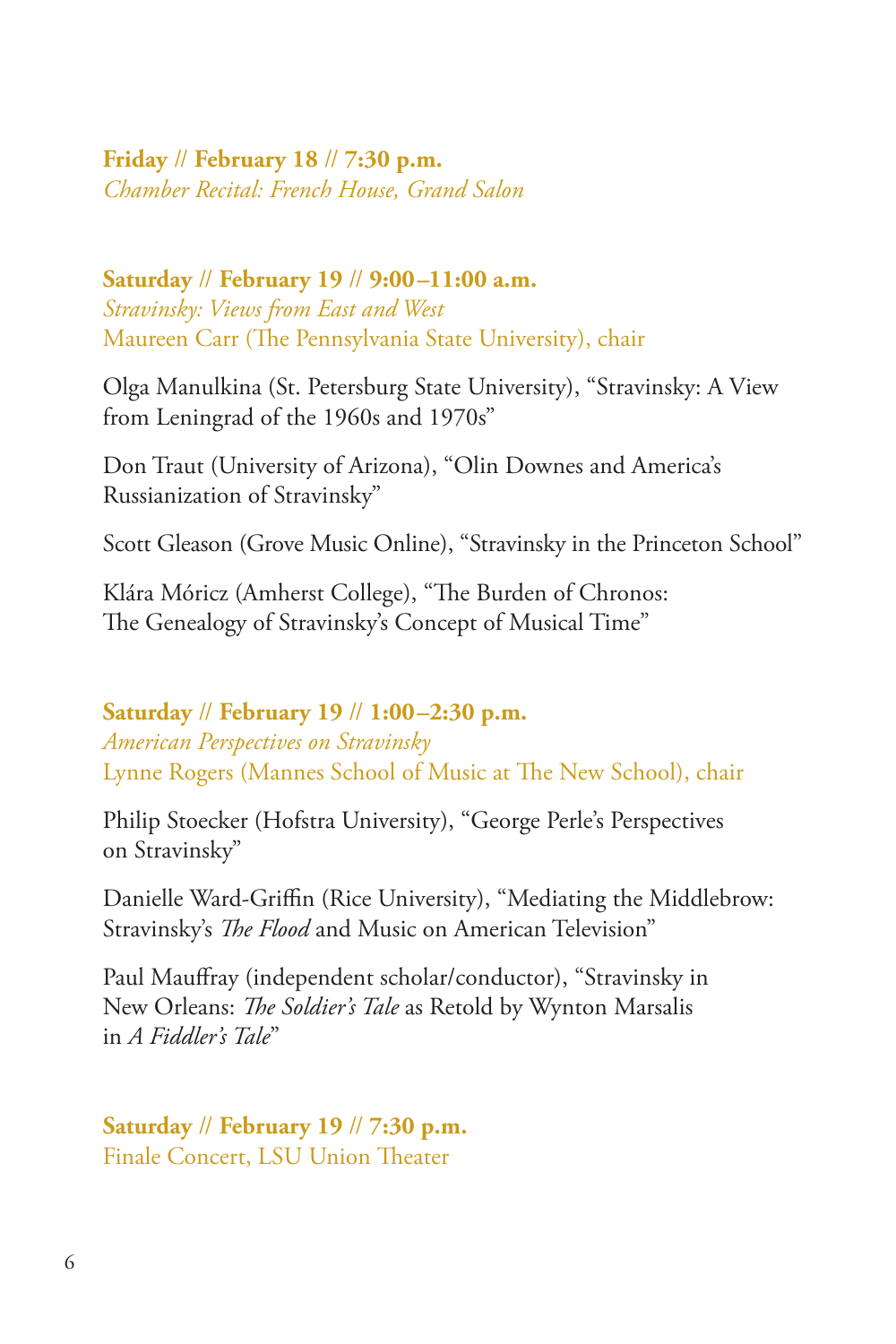**Friday // February 18 // 7:30 p.m.**
*Chamber Recital: French House, Grand Salon*

**Saturday // February 19 // 9:00–11:00 a.m.**
*Stravinsky: Views from East and West*
Maureen Carr (The Pennsylvania State University), chair

Olga Manulkina (St. Petersburg State University), "Stravinsky: A View from Leningrad of the 1960s and 1970s"

Don Traut (University of Arizona), "Olin Downes and America's Russianization of Stravinsky"

Scott Gleason (Grove Music Online), "Stravinsky in the Princeton School"

Klára Móricz (Amherst College), "The Burden of Chronos: The Genealogy of Stravinsky's Concept of Musical Time"

**Saturday // February 19 // 1:00–2:30 p.m.**
*American Perspectives on Stravinsky*
Lynne Rogers (Mannes School of Music at The New School), chair

Philip Stoecker (Hofstra University), "George Perle's Perspectives on Stravinsky"

Danielle Ward-Griffin (Rice University), "Mediating the Middlebrow: Stravinsky's *The Flood* and Music on American Television"

Paul Mauffray (independent scholar/conductor), "Stravinsky in New Orleans: *The Soldier's Tale* as Retold by Wynton Marsalis in *A Fiddler's Tale*"

**Saturday // February 19 // 7:30 p.m.**
Finale Concert, LSU Union Theater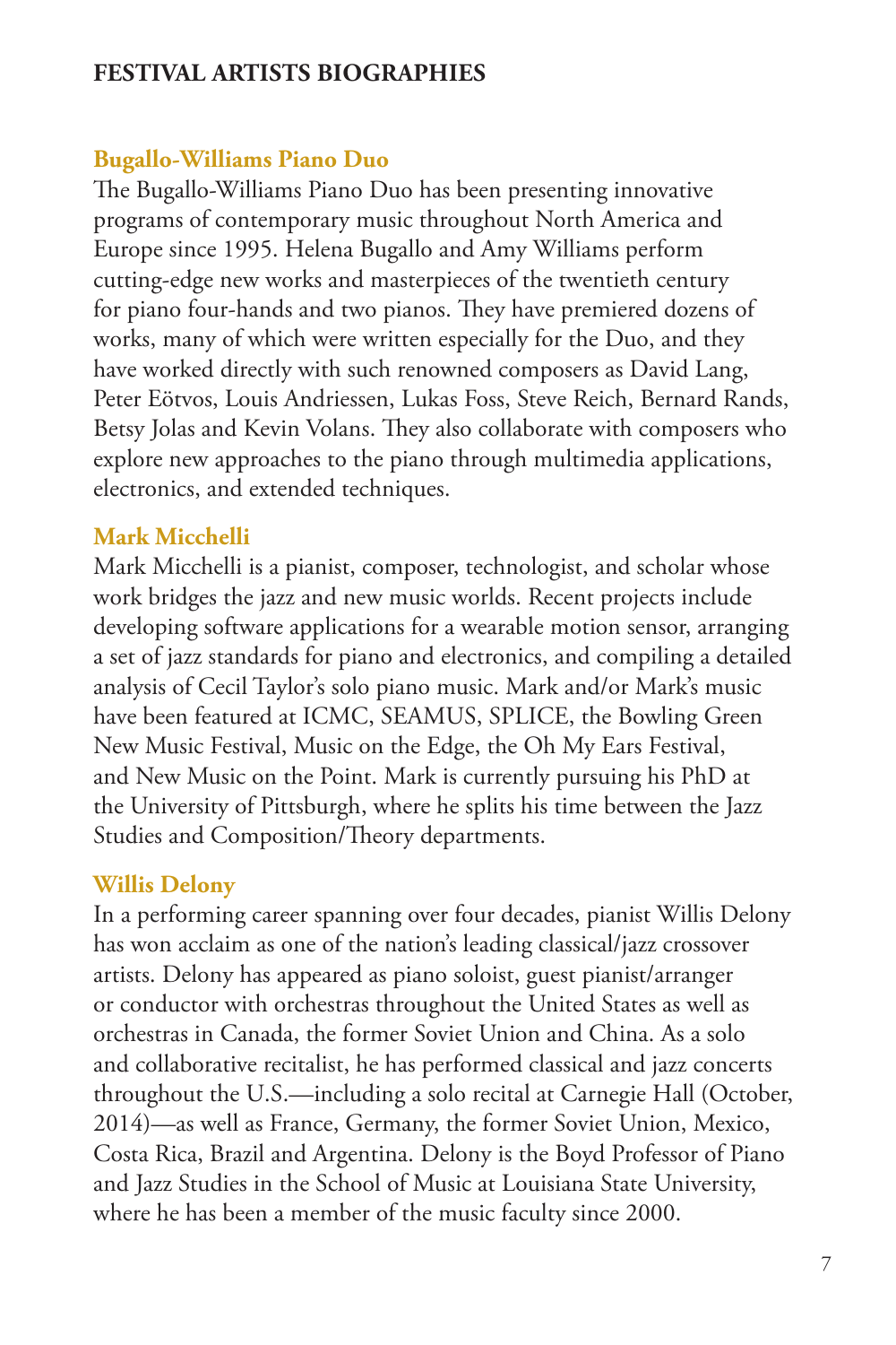# FESTIVAL ARTISTS BIOGRAPHIES

## Bugallo-Williams Piano Duo

The Bugallo-Williams Piano Duo has been presenting innovative programs of contemporary music throughout North America and Europe since 1995. Helena Bugallo and Amy Williams perform cutting-edge new works and masterpieces of the twentieth century for piano four-hands and two pianos. They have premiered dozens of works, many of which were written especially for the Duo, and they have worked directly with such renowned composers as David Lang, Peter Eötvos, Louis Andriessen, Lukas Foss, Steve Reich, Bernard Rands, Betsy Jolas and Kevin Volans. They also collaborate with composers who explore new approaches to the piano through multimedia applications, electronics, and extended techniques.

## Mark Micchelli

Mark Micchelli is a pianist, composer, technologist, and scholar whose work bridges the jazz and new music worlds. Recent projects include developing software applications for a wearable motion sensor, arranging a set of jazz standards for piano and electronics, and compiling a detailed analysis of Cecil Taylor's solo piano music. Mark and/or Mark's music have been featured at ICMC, SEAMUS, SPLICE, the Bowling Green New Music Festival, Music on the Edge, the Oh My Ears Festival, and New Music on the Point. Mark is currently pursuing his PhD at the University of Pittsburgh, where he splits his time between the Jazz Studies and Composition/Theory departments.

## Willis Delony

In a performing career spanning over four decades, pianist Willis Delony has won acclaim as one of the nation's leading classical/jazz crossover artists. Delony has appeared as piano soloist, guest pianist/arranger or conductor with orchestras throughout the United States as well as orchestras in Canada, the former Soviet Union and China. As a solo and collaborative recitalist, he has performed classical and jazz concerts throughout the U.S.—including a solo recital at Carnegie Hall (October, 2014)—as well as France, Germany, the former Soviet Union, Mexico, Costa Rica, Brazil and Argentina. Delony is the Boyd Professor of Piano and Jazz Studies in the School of Music at Louisiana State University, where he has been a member of the music faculty since 2000.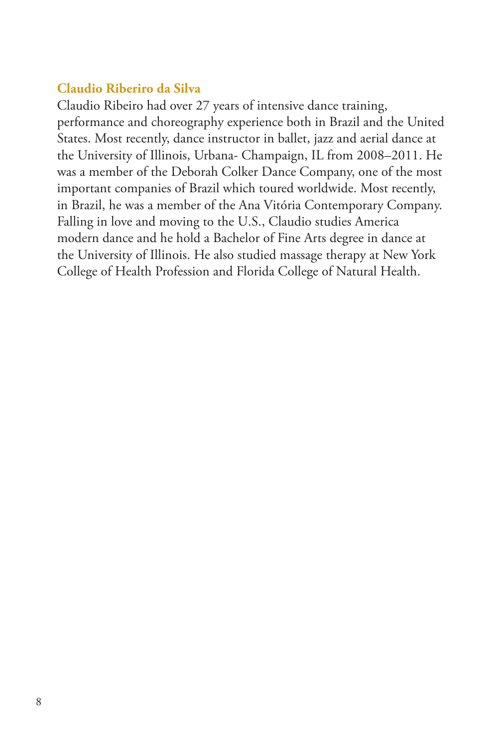**Claudio Riberiro da Silva**

Claudio Ribeiro had over 27 years of intensive dance training, performance and choreography experience both in Brazil and the United States. Most recently, dance instructor in ballet, jazz and aerial dance at the University of Illinois, Urbana- Champaign, IL from 2008–2011. He was a member of the Deborah Colker Dance Company, one of the most important companies of Brazil which toured worldwide. Most recently, in Brazil, he was a member of the Ana Vitória Contemporary Company. Falling in love and moving to the U.S., Claudio studies America modern dance and he hold a Bachelor of Fine Arts degree in dance at the University of Illinois. He also studied massage therapy at New York College of Health Profession and Florida College of Natural Health.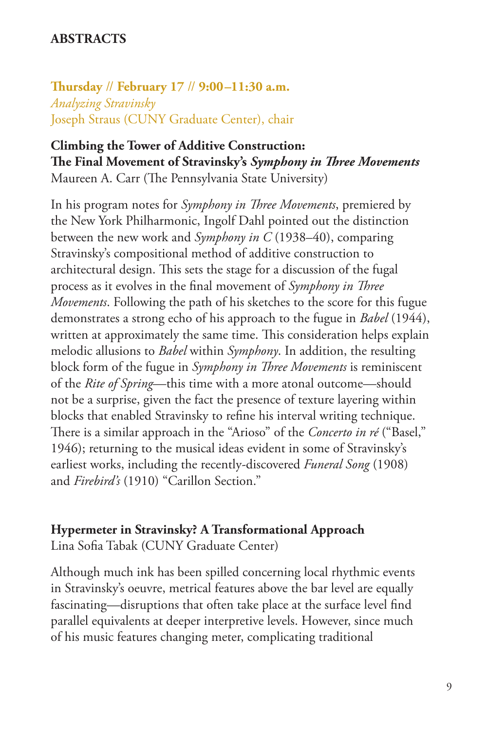## ABSTRACTS

**Thursday // February 17 // 9:00–11:30 a.m.**
*Analyzing Stravinsky*
Joseph Straus (CUNY Graduate Center), chair

### Climbing the Tower of Additive Construction: The Final Movement of Stravinsky's *Symphony in Three Movements*

Maureen A. Carr (The Pennsylvania State University)

In his program notes for *Symphony in Three Movements*, premiered by the New York Philharmonic, Ingolf Dahl pointed out the distinction between the new work and *Symphony in C* (1938–40), comparing Stravinsky's compositional method of additive construction to architectural design. This sets the stage for a discussion of the fugal process as it evolves in the final movement of *Symphony in Three Movements*. Following the path of his sketches to the score for this fugue demonstrates a strong echo of his approach to the fugue in *Babel* (1944), written at approximately the same time. This consideration helps explain melodic allusions to *Babel* within *Symphony*. In addition, the resulting block form of the fugue in *Symphony in Three Movements* is reminiscent of the *Rite of Spring*—this time with a more atonal outcome—should not be a surprise, given the fact the presence of texture layering within blocks that enabled Stravinsky to refine his interval writing technique. There is a similar approach in the "Arioso" of the *Concerto in ré* ("Basel," 1946); returning to the musical ideas evident in some of Stravinsky's earliest works, including the recently-discovered *Funeral Song* (1908) and *Firebird's* (1910) "Carillon Section."

### Hypermeter in Stravinsky? A Transformational Approach

Lina Sofia Tabak (CUNY Graduate Center)

Although much ink has been spilled concerning local rhythmic events in Stravinsky's oeuvre, metrical features above the bar level are equally fascinating—disruptions that often take place at the surface level find parallel equivalents at deeper interpretive levels. However, since much of his music features changing meter, complicating traditional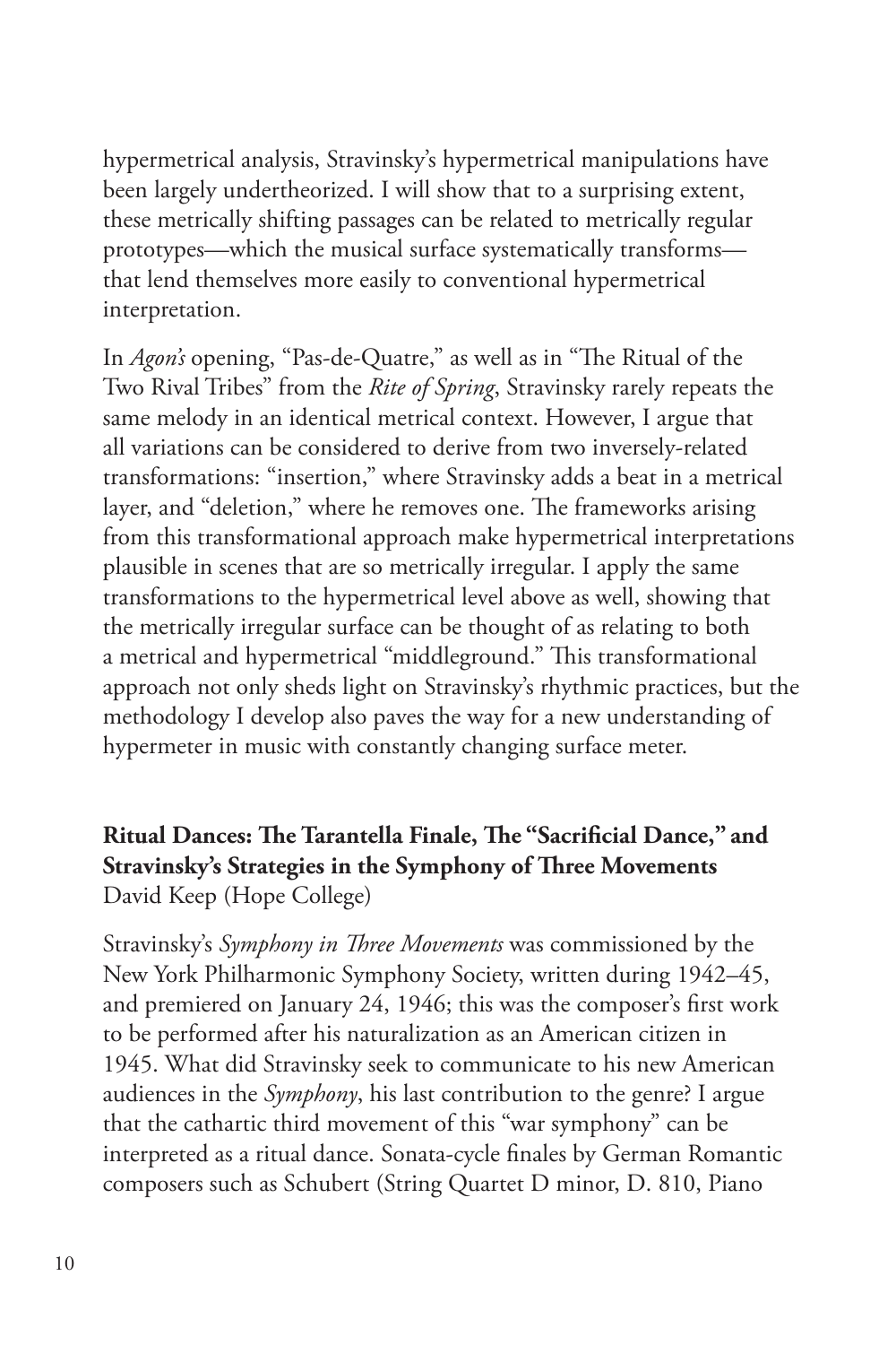hypermetrical analysis, Stravinsky's hypermetrical manipulations have been largely undertheorized. I will show that to a surprising extent, these metrically shifting passages can be related to metrically regular prototypes—which the musical surface systematically transforms—that lend themselves more easily to conventional hypermetrical interpretation.

In *Agon's* opening, "Pas-de-Quatre," as well as in "The Ritual of the Two Rival Tribes" from the *Rite of Spring*, Stravinsky rarely repeats the same melody in an identical metrical context. However, I argue that all variations can be considered to derive from two inversely-related transformations: "insertion," where Stravinsky adds a beat in a metrical layer, and "deletion," where he removes one. The frameworks arising from this transformational approach make hypermetrical interpretations plausible in scenes that are so metrically irregular. I apply the same transformations to the hypermetrical level above as well, showing that the metrically irregular surface can be thought of as relating to both a metrical and hypermetrical "middleground." This transformational approach not only sheds light on Stravinsky's rhythmic practices, but the methodology I develop also paves the way for a new understanding of hypermeter in music with constantly changing surface meter.

**Ritual Dances: The Tarantella Finale, The "Sacrificial Dance," and Stravinsky's Strategies in the Symphony of Three Movements**
David Keep (Hope College)

Stravinsky's *Symphony in Three Movements* was commissioned by the New York Philharmonic Symphony Society, written during 1942–45, and premiered on January 24, 1946; this was the composer's first work to be performed after his naturalization as an American citizen in 1945. What did Stravinsky seek to communicate to his new American audiences in the *Symphony*, his last contribution to the genre? I argue that the cathartic third movement of this "war symphony" can be interpreted as a ritual dance. Sonata-cycle finales by German Romantic composers such as Schubert (String Quartet D minor, D. 810, Piano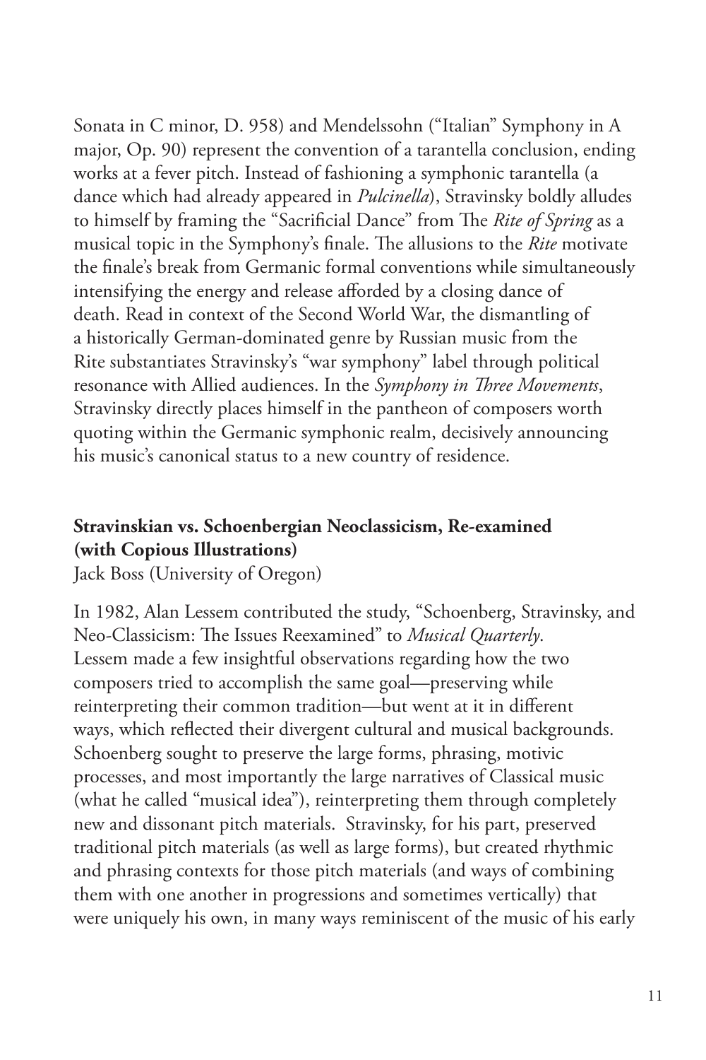Sonata in C minor, D. 958) and Mendelssohn ("Italian" Symphony in A major, Op. 90) represent the convention of a tarantella conclusion, ending works at a fever pitch. Instead of fashioning a symphonic tarantella (a dance which had already appeared in *Pulcinella*), Stravinsky boldly alludes to himself by framing the "Sacrificial Dance" from The *Rite of Spring* as a musical topic in the Symphony's finale. The allusions to the *Rite* motivate the finale's break from Germanic formal conventions while simultaneously intensifying the energy and release afforded by a closing dance of death. Read in context of the Second World War, the dismantling of a historically German-dominated genre by Russian music from the Rite substantiates Stravinsky's "war symphony" label through political resonance with Allied audiences. In the *Symphony in Three Movements*, Stravinsky directly places himself in the pantheon of composers worth quoting within the Germanic symphonic realm, decisively announcing his music's canonical status to a new country of residence.

**Stravinskian vs. Schoenbergian Neoclassicism, Re-examined (with Copious Illustrations)**
Jack Boss (University of Oregon)

In 1982, Alan Lessem contributed the study, "Schoenberg, Stravinsky, and Neo-Classicism: The Issues Reexamined" to *Musical Quarterly*. Lessem made a few insightful observations regarding how the two composers tried to accomplish the same goal—preserving while reinterpreting their common tradition—but went at it in different ways, which reflected their divergent cultural and musical backgrounds. Schoenberg sought to preserve the large forms, phrasing, motivic processes, and most importantly the large narratives of Classical music (what he called "musical idea"), reinterpreting them through completely new and dissonant pitch materials. Stravinsky, for his part, preserved traditional pitch materials (as well as large forms), but created rhythmic and phrasing contexts for those pitch materials (and ways of combining them with one another in progressions and sometimes vertically) that were uniquely his own, in many ways reminiscent of the music of his early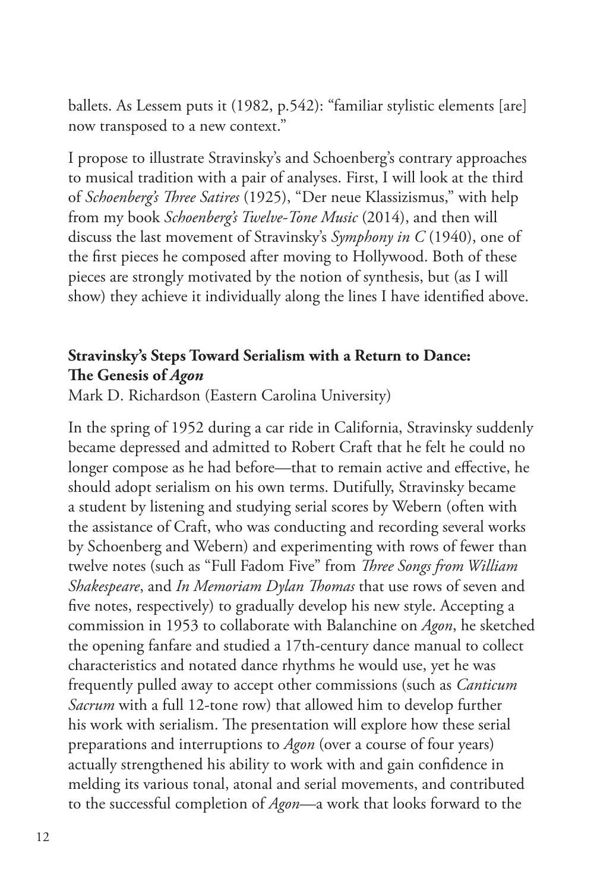ballets. As Lessem puts it (1982, p.542): "familiar stylistic elements [are] now transposed to a new context."

I propose to illustrate Stravinsky's and Schoenberg's contrary approaches to musical tradition with a pair of analyses. First, I will look at the third of *Schoenberg's Three Satires* (1925), "Der neue Klassizismus," with help from my book *Schoenberg's Twelve-Tone Music* (2014), and then will discuss the last movement of Stravinsky's *Symphony in C* (1940), one of the first pieces he composed after moving to Hollywood. Both of these pieces are strongly motivated by the notion of synthesis, but (as I will show) they achieve it individually along the lines I have identified above.

## Stravinsky's Steps Toward Serialism with a Return to Dance: The Genesis of *Agon*

Mark D. Richardson (Eastern Carolina University)

In the spring of 1952 during a car ride in California, Stravinsky suddenly became depressed and admitted to Robert Craft that he felt he could no longer compose as he had before—that to remain active and effective, he should adopt serialism on his own terms. Dutifully, Stravinsky became a student by listening and studying serial scores by Webern (often with the assistance of Craft, who was conducting and recording several works by Schoenberg and Webern) and experimenting with rows of fewer than twelve notes (such as "Full Fadom Five" from *Three Songs from William Shakespeare*, and *In Memoriam Dylan Thomas* that use rows of seven and five notes, respectively) to gradually develop his new style. Accepting a commission in 1953 to collaborate with Balanchine on *Agon*, he sketched the opening fanfare and studied a 17th-century dance manual to collect characteristics and notated dance rhythms he would use, yet he was frequently pulled away to accept other commissions (such as *Canticum Sacrum* with a full 12-tone row) that allowed him to develop further his work with serialism. The presentation will explore how these serial preparations and interruptions to *Agon* (over a course of four years) actually strengthened his ability to work with and gain confidence in melding its various tonal, atonal and serial movements, and contributed to the successful completion of *Agon*—a work that looks forward to the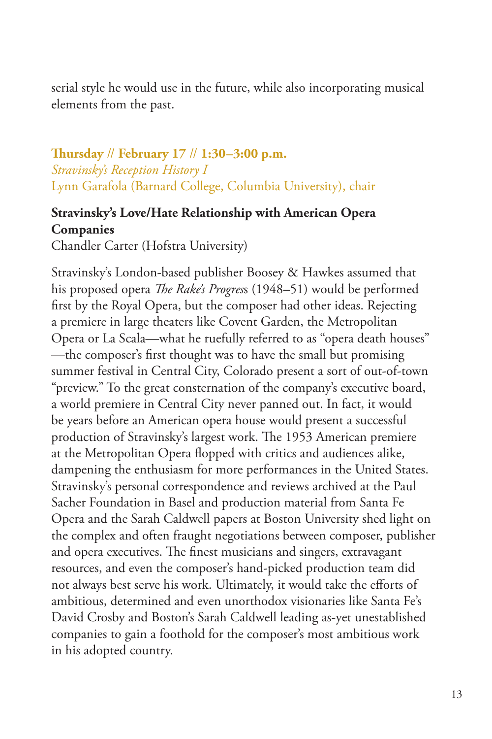serial style he would use in the future, while also incorporating musical elements from the past.

**Thursday // February 17 // 1:30–3:00 p.m.**
*Stravinsky's Reception History I*
Lynn Garafola (Barnard College, Columbia University), chair

**Stravinsky's Love/Hate Relationship with American Opera Companies**
Chandler Carter (Hofstra University)

Stravinsky's London-based publisher Boosey & Hawkes assumed that his proposed opera *The Rake's Progress* (1948–51) would be performed first by the Royal Opera, but the composer had other ideas. Rejecting a premiere in large theaters like Covent Garden, the Metropolitan Opera or La Scala—what he ruefully referred to as "opera death houses"—the composer's first thought was to have the small but promising summer festival in Central City, Colorado present a sort of out-of-town "preview." To the great consternation of the company's executive board, a world premiere in Central City never panned out. In fact, it would be years before an American opera house would present a successful production of Stravinsky's largest work. The 1953 American premiere at the Metropolitan Opera flopped with critics and audiences alike, dampening the enthusiasm for more performances in the United States. Stravinsky's personal correspondence and reviews archived at the Paul Sacher Foundation in Basel and production material from Santa Fe Opera and the Sarah Caldwell papers at Boston University shed light on the complex and often fraught negotiations between composer, publisher and opera executives. The finest musicians and singers, extravagant resources, and even the composer's hand-picked production team did not always best serve his work. Ultimately, it would take the efforts of ambitious, determined and even unorthodox visionaries like Santa Fe's David Crosby and Boston's Sarah Caldwell leading as-yet unestablished companies to gain a foothold for the composer's most ambitious work in his adopted country.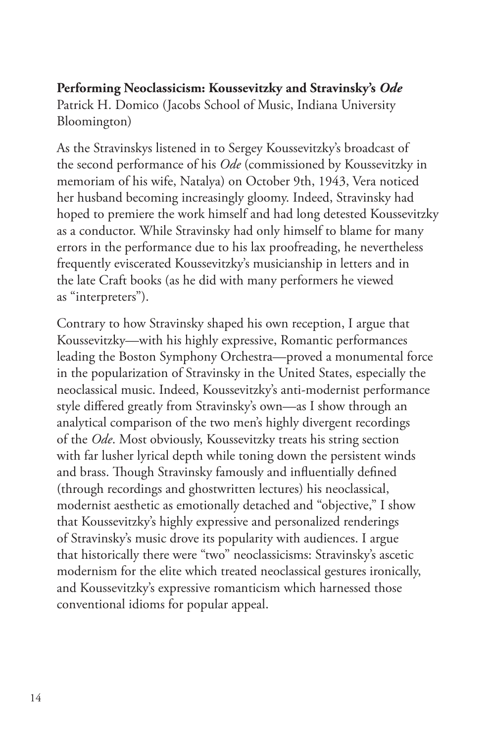**Performing Neoclassicism: Koussevitzky and Stravinsky's *Ode***
Patrick H. Domico (Jacobs School of Music, Indiana University Bloomington)

As the Stravinskys listened in to Sergey Koussevitzky's broadcast of the second performance of his *Ode* (commissioned by Koussevitzky in memoriam of his wife, Natalya) on October 9th, 1943, Vera noticed her husband becoming increasingly gloomy. Indeed, Stravinsky had hoped to premiere the work himself and had long detested Koussevitzky as a conductor. While Stravinsky had only himself to blame for many errors in the performance due to his lax proofreading, he nevertheless frequently eviscerated Koussevitzky's musicianship in letters and in the late Craft books (as he did with many performers he viewed as "interpreters").

Contrary to how Stravinsky shaped his own reception, I argue that Koussevitzky—with his highly expressive, Romantic performances leading the Boston Symphony Orchestra—proved a monumental force in the popularization of Stravinsky in the United States, especially the neoclassical music. Indeed, Koussevitzky's anti-modernist performance style differed greatly from Stravinsky's own—as I show through an analytical comparison of the two men's highly divergent recordings of the *Ode*. Most obviously, Koussevitzky treats his string section with far lusher lyrical depth while toning down the persistent winds and brass. Though Stravinsky famously and influentially defined (through recordings and ghostwritten lectures) his neoclassical, modernist aesthetic as emotionally detached and "objective," I show that Koussevitzky's highly expressive and personalized renderings of Stravinsky's music drove its popularity with audiences. I argue that historically there were "two" neoclassicisms: Stravinsky's ascetic modernism for the elite which treated neoclassical gestures ironically, and Koussevitzky's expressive romanticism which harnessed those conventional idioms for popular appeal.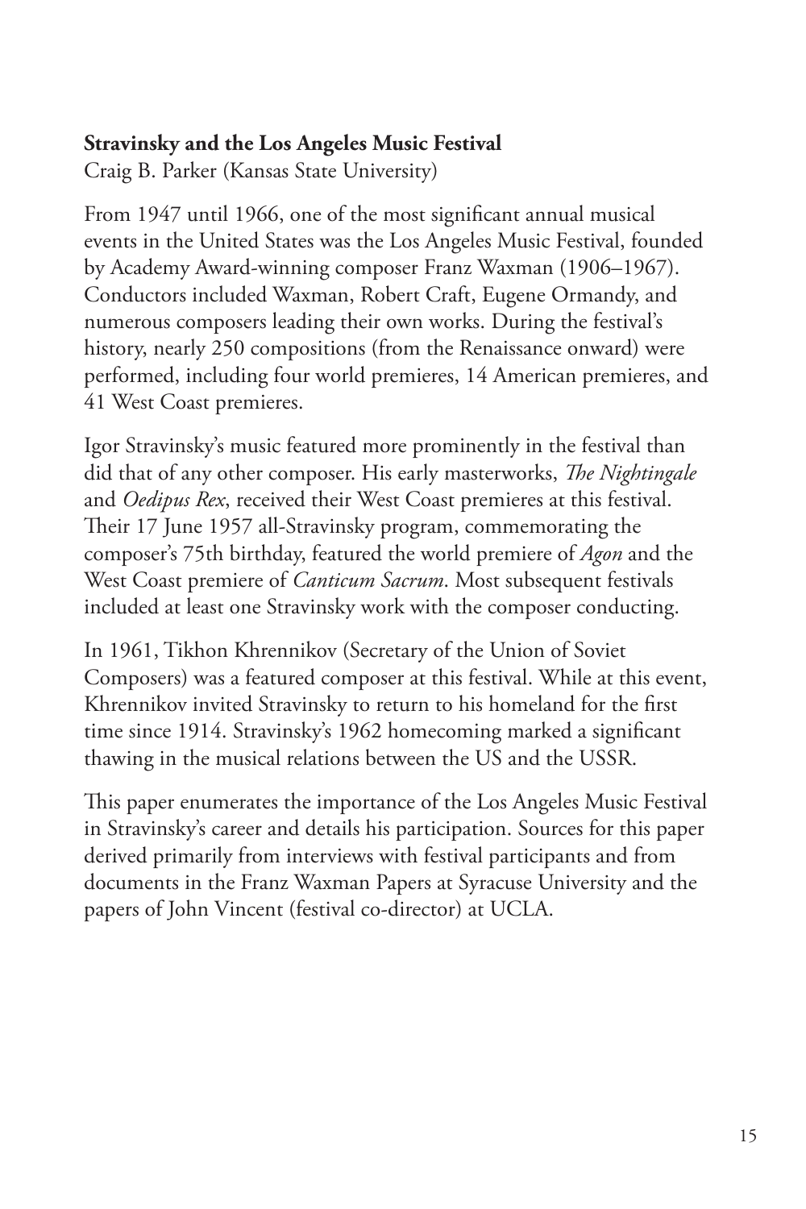**Stravinsky and the Los Angeles Music Festival**
Craig B. Parker (Kansas State University)

From 1947 until 1966, one of the most significant annual musical events in the United States was the Los Angeles Music Festival, founded by Academy Award-winning composer Franz Waxman (1906–1967). Conductors included Waxman, Robert Craft, Eugene Ormandy, and numerous composers leading their own works. During the festival's history, nearly 250 compositions (from the Renaissance onward) were performed, including four world premieres, 14 American premieres, and 41 West Coast premieres.

Igor Stravinsky's music featured more prominently in the festival than did that of any other composer. His early masterworks, *The Nightingale* and *Oedipus Rex*, received their West Coast premieres at this festival. Their 17 June 1957 all-Stravinsky program, commemorating the composer's 75th birthday, featured the world premiere of *Agon* and the West Coast premiere of *Canticum Sacrum*. Most subsequent festivals included at least one Stravinsky work with the composer conducting.

In 1961, Tikhon Khrennikov (Secretary of the Union of Soviet Composers) was a featured composer at this festival. While at this event, Khrennikov invited Stravinsky to return to his homeland for the first time since 1914. Stravinsky's 1962 homecoming marked a significant thawing in the musical relations between the US and the USSR.

This paper enumerates the importance of the Los Angeles Music Festival in Stravinsky's career and details his participation. Sources for this paper derived primarily from interviews with festival participants and from documents in the Franz Waxman Papers at Syracuse University and the papers of John Vincent (festival co-director) at UCLA.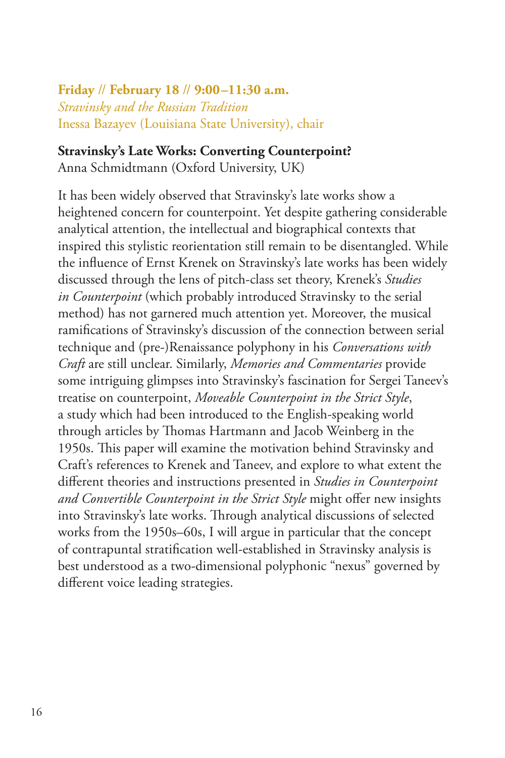**Friday // February 18 // 9:00–11:30 a.m.**
*Stravinsky and the Russian Tradition*
Inessa Bazayev (Louisiana State University), chair

**Stravinsky's Late Works: Converting Counterpoint?**
Anna Schmidtmann (Oxford University, UK)

It has been widely observed that Stravinsky's late works show a heightened concern for counterpoint. Yet despite gathering considerable analytical attention, the intellectual and biographical contexts that inspired this stylistic reorientation still remain to be disentangled. While the influence of Ernst Krenek on Stravinsky's late works has been widely discussed through the lens of pitch-class set theory, Krenek's *Studies in Counterpoint* (which probably introduced Stravinsky to the serial method) has not garnered much attention yet. Moreover, the musical ramifications of Stravinsky's discussion of the connection between serial technique and (pre-)Renaissance polyphony in his *Conversations with Craft* are still unclear. Similarly, *Memories and Commentaries* provide some intriguing glimpses into Stravinsky's fascination for Sergei Taneev's treatise on counterpoint, *Moveable Counterpoint in the Strict Style*, a study which had been introduced to the English-speaking world through articles by Thomas Hartmann and Jacob Weinberg in the 1950s. This paper will examine the motivation behind Stravinsky and Craft's references to Krenek and Taneev, and explore to what extent the different theories and instructions presented in *Studies in Counterpoint and Convertible Counterpoint in the Strict Style* might offer new insights into Stravinsky's late works. Through analytical discussions of selected works from the 1950s–60s, I will argue in particular that the concept of contrapuntal stratification well-established in Stravinsky analysis is best understood as a two-dimensional polyphonic "nexus" governed by different voice leading strategies.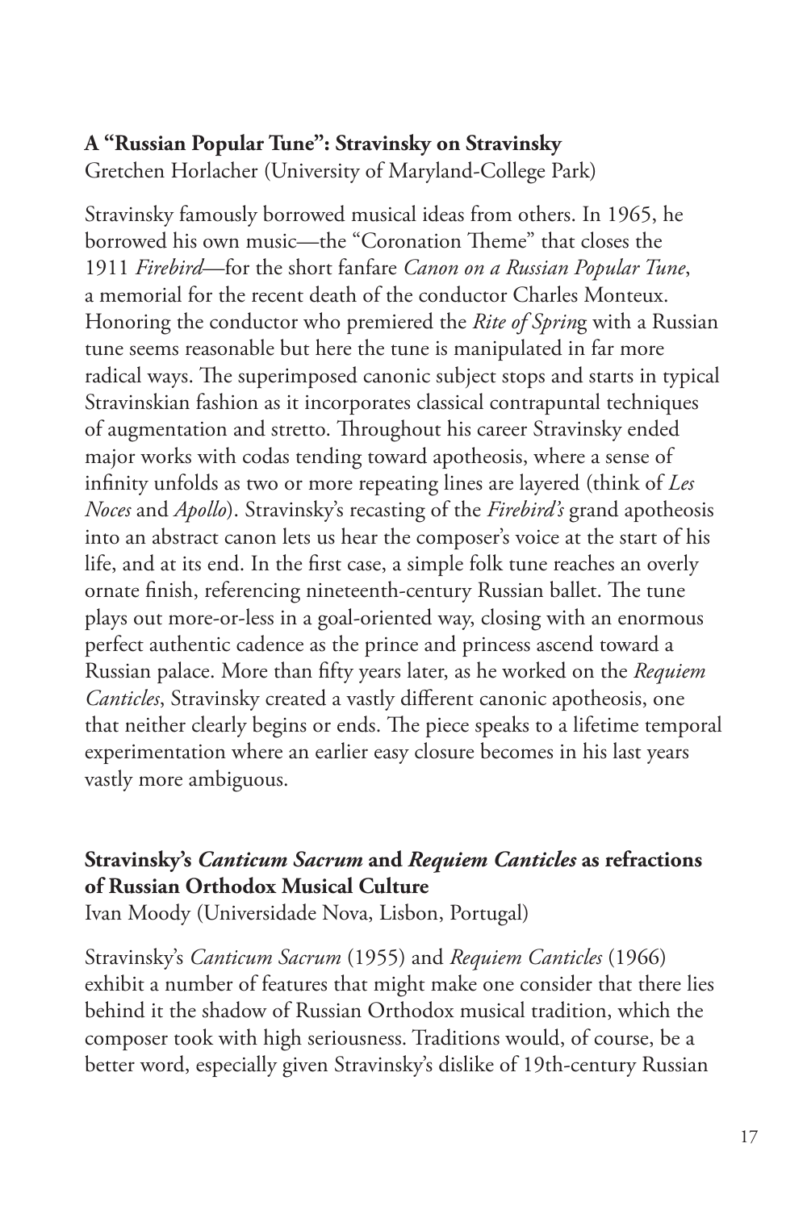**A "Russian Popular Tune": Stravinsky on Stravinsky**
Gretchen Horlacher (University of Maryland-College Park)

Stravinsky famously borrowed musical ideas from others. In 1965, he borrowed his own music—the "Coronation Theme" that closes the 1911 *Firebird*—for the short fanfare *Canon on a Russian Popular Tune*, a memorial for the recent death of the conductor Charles Monteux. Honoring the conductor who premiered the *Rite of Sprin*g with a Russian tune seems reasonable but here the tune is manipulated in far more radical ways. The superimposed canonic subject stops and starts in typical Stravinskian fashion as it incorporates classical contrapuntal techniques of augmentation and stretto. Throughout his career Stravinsky ended major works with codas tending toward apotheosis, where a sense of infinity unfolds as two or more repeating lines are layered (think of *Les Noces* and *Apollo*). Stravinsky's recasting of the *Firebird's* grand apotheosis into an abstract canon lets us hear the composer's voice at the start of his life, and at its end. In the first case, a simple folk tune reaches an overly ornate finish, referencing nineteenth-century Russian ballet. The tune plays out more-or-less in a goal-oriented way, closing with an enormous perfect authentic cadence as the prince and princess ascend toward a Russian palace. More than fifty years later, as he worked on the *Requiem Canticles*, Stravinsky created a vastly different canonic apotheosis, one that neither clearly begins or ends. The piece speaks to a lifetime temporal experimentation where an earlier easy closure becomes in his last years vastly more ambiguous.

**Stravinsky's *Canticum Sacrum* and *Requiem Canticles* as refractions of Russian Orthodox Musical Culture**
Ivan Moody (Universidade Nova, Lisbon, Portugal)

Stravinsky's *Canticum Sacrum* (1955) and *Requiem Canticles* (1966) exhibit a number of features that might make one consider that there lies behind it the shadow of Russian Orthodox musical tradition, which the composer took with high seriousness. Traditions would, of course, be a better word, especially given Stravinsky's dislike of 19th-century Russian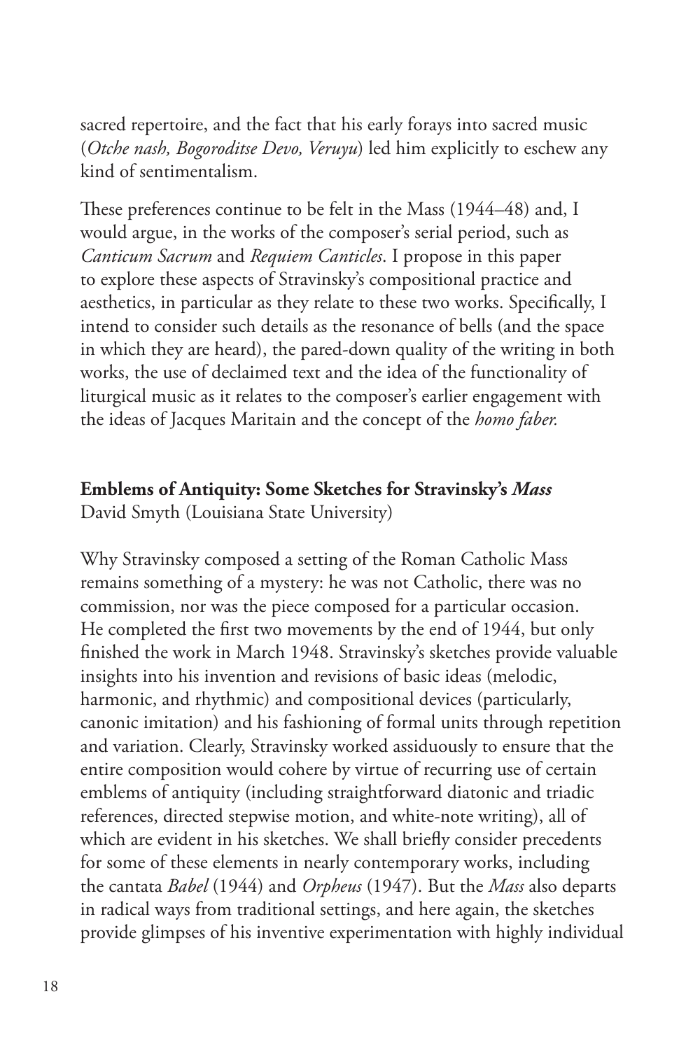sacred repertoire, and the fact that his early forays into sacred music (*Otche nash, Bogoroditse Devo, Veruyu*) led him explicitly to eschew any kind of sentimentalism.

These preferences continue to be felt in the Mass (1944–48) and, I would argue, in the works of the composer's serial period, such as *Canticum Sacrum* and *Requiem Canticles*. I propose in this paper to explore these aspects of Stravinsky's compositional practice and aesthetics, in particular as they relate to these two works. Specifically, I intend to consider such details as the resonance of bells (and the space in which they are heard), the pared-down quality of the writing in both works, the use of declaimed text and the idea of the functionality of liturgical music as it relates to the composer's earlier engagement with the ideas of Jacques Maritain and the concept of the *homo faber.*

**Emblems of Antiquity: Some Sketches for Stravinsky's *Mass***
David Smyth (Louisiana State University)

Why Stravinsky composed a setting of the Roman Catholic Mass remains something of a mystery: he was not Catholic, there was no commission, nor was the piece composed for a particular occasion. He completed the first two movements by the end of 1944, but only finished the work in March 1948. Stravinsky's sketches provide valuable insights into his invention and revisions of basic ideas (melodic, harmonic, and rhythmic) and compositional devices (particularly, canonic imitation) and his fashioning of formal units through repetition and variation. Clearly, Stravinsky worked assiduously to ensure that the entire composition would cohere by virtue of recurring use of certain emblems of antiquity (including straightforward diatonic and triadic references, directed stepwise motion, and white-note writing), all of which are evident in his sketches. We shall briefly consider precedents for some of these elements in nearly contemporary works, including the cantata *Babel* (1944) and *Orpheus* (1947). But the *Mass* also departs in radical ways from traditional settings, and here again, the sketches provide glimpses of his inventive experimentation with highly individual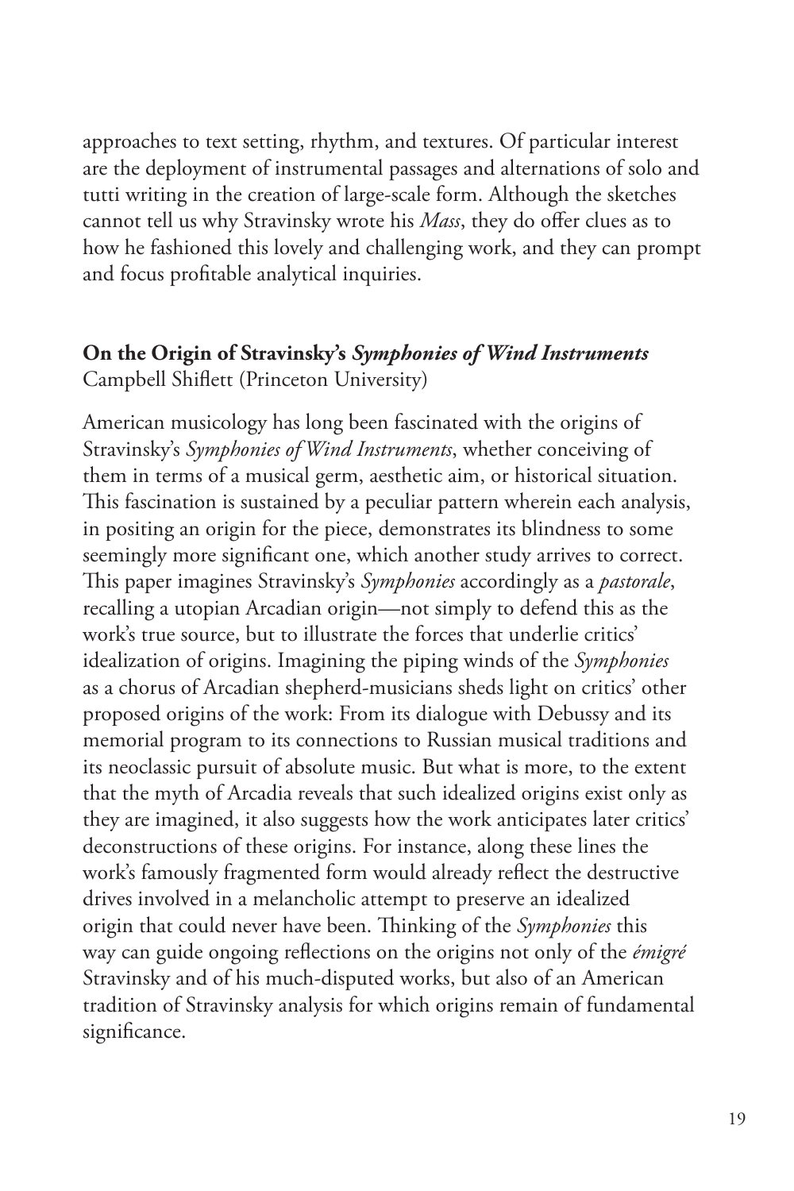approaches to text setting, rhythm, and textures. Of particular interest are the deployment of instrumental passages and alternations of solo and tutti writing in the creation of large-scale form. Although the sketches cannot tell us why Stravinsky wrote his *Mass*, they do offer clues as to how he fashioned this lovely and challenging work, and they can prompt and focus profitable analytical inquiries.

**On the Origin of Stravinsky's *Symphonies of Wind Instruments***
Campbell Shiflett (Princeton University)

American musicology has long been fascinated with the origins of Stravinsky's *Symphonies of Wind Instruments*, whether conceiving of them in terms of a musical germ, aesthetic aim, or historical situation. This fascination is sustained by a peculiar pattern wherein each analysis, in positing an origin for the piece, demonstrates its blindness to some seemingly more significant one, which another study arrives to correct. This paper imagines Stravinsky's *Symphonies* accordingly as a *pastorale*, recalling a utopian Arcadian origin—not simply to defend this as the work's true source, but to illustrate the forces that underlie critics' idealization of origins. Imagining the piping winds of the *Symphonies* as a chorus of Arcadian shepherd-musicians sheds light on critics' other proposed origins of the work: From its dialogue with Debussy and its memorial program to its connections to Russian musical traditions and its neoclassic pursuit of absolute music. But what is more, to the extent that the myth of Arcadia reveals that such idealized origins exist only as they are imagined, it also suggests how the work anticipates later critics' deconstructions of these origins. For instance, along these lines the work's famously fragmented form would already reflect the destructive drives involved in a melancholic attempt to preserve an idealized origin that could never have been. Thinking of the *Symphonies* this way can guide ongoing reflections on the origins not only of the *émigré* Stravinsky and of his much-disputed works, but also of an American tradition of Stravinsky analysis for which origins remain of fundamental significance.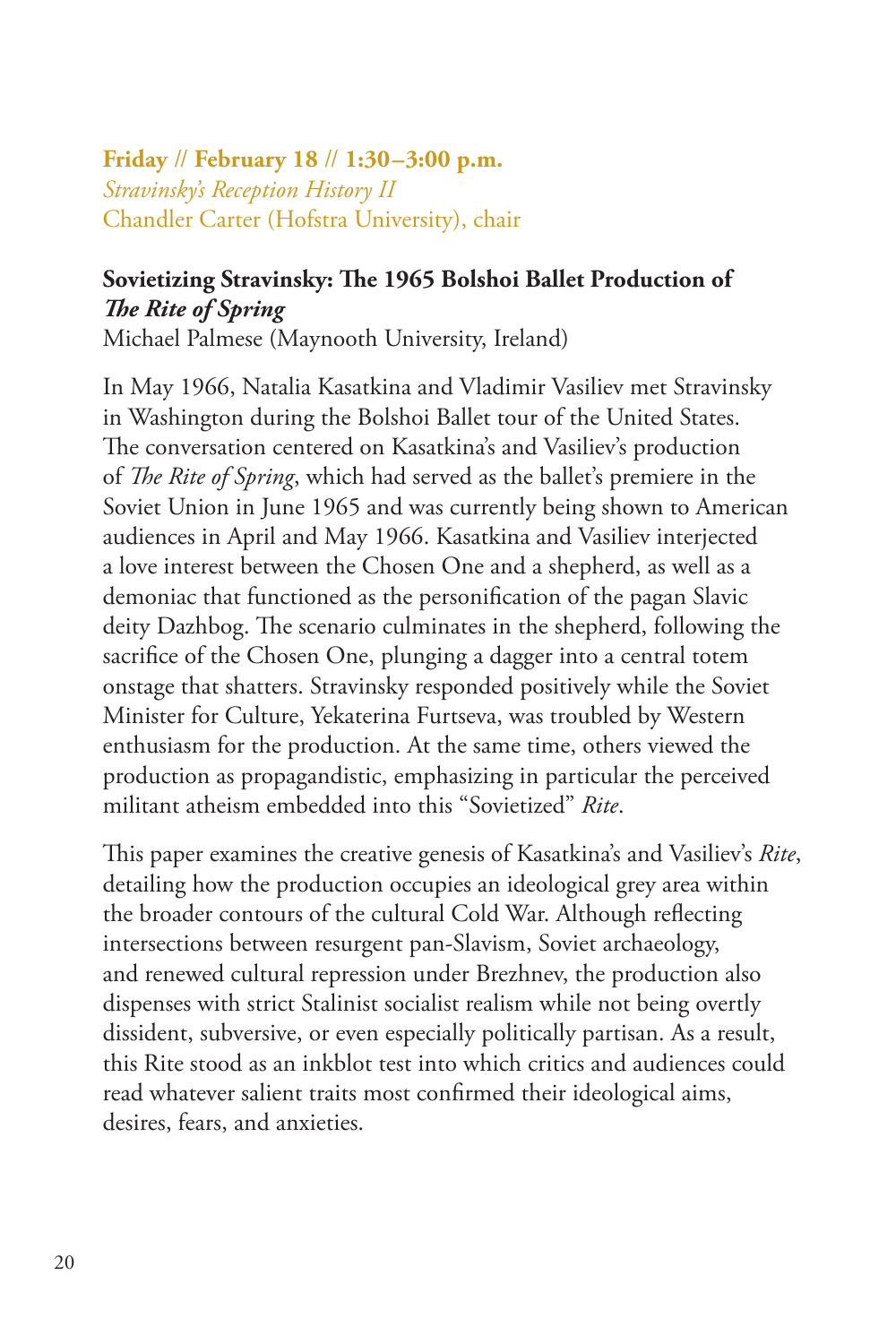**Friday // February 18 // 1:30–3:00 p.m.**
*Stravinsky's Reception History II*
Chandler Carter (Hofstra University), chair

### Sovietizing Stravinsky: The 1965 Bolshoi Ballet Production of *The Rite of Spring*

Michael Palmese (Maynooth University, Ireland)

In May 1966, Natalia Kasatkina and Vladimir Vasiliev met Stravinsky in Washington during the Bolshoi Ballet tour of the United States. The conversation centered on Kasatkina's and Vasiliev's production of *The Rite of Spring*, which had served as the ballet's premiere in the Soviet Union in June 1965 and was currently being shown to American audiences in April and May 1966. Kasatkina and Vasiliev interjected a love interest between the Chosen One and a shepherd, as well as a demoniac that functioned as the personification of the pagan Slavic deity Dazhbog. The scenario culminates in the shepherd, following the sacrifice of the Chosen One, plunging a dagger into a central totem onstage that shatters. Stravinsky responded positively while the Soviet Minister for Culture, Yekaterina Furtseva, was troubled by Western enthusiasm for the production. At the same time, others viewed the production as propagandistic, emphasizing in particular the perceived militant atheism embedded into this "Sovietized" *Rite*.

This paper examines the creative genesis of Kasatkina's and Vasiliev's *Rite*, detailing how the production occupies an ideological grey area within the broader contours of the cultural Cold War. Although reflecting intersections between resurgent pan-Slavism, Soviet archaeology, and renewed cultural repression under Brezhnev, the production also dispenses with strict Stalinist socialist realism while not being overtly dissident, subversive, or even especially politically partisan. As a result, this Rite stood as an inkblot test into which critics and audiences could read whatever salient traits most confirmed their ideological aims, desires, fears, and anxieties.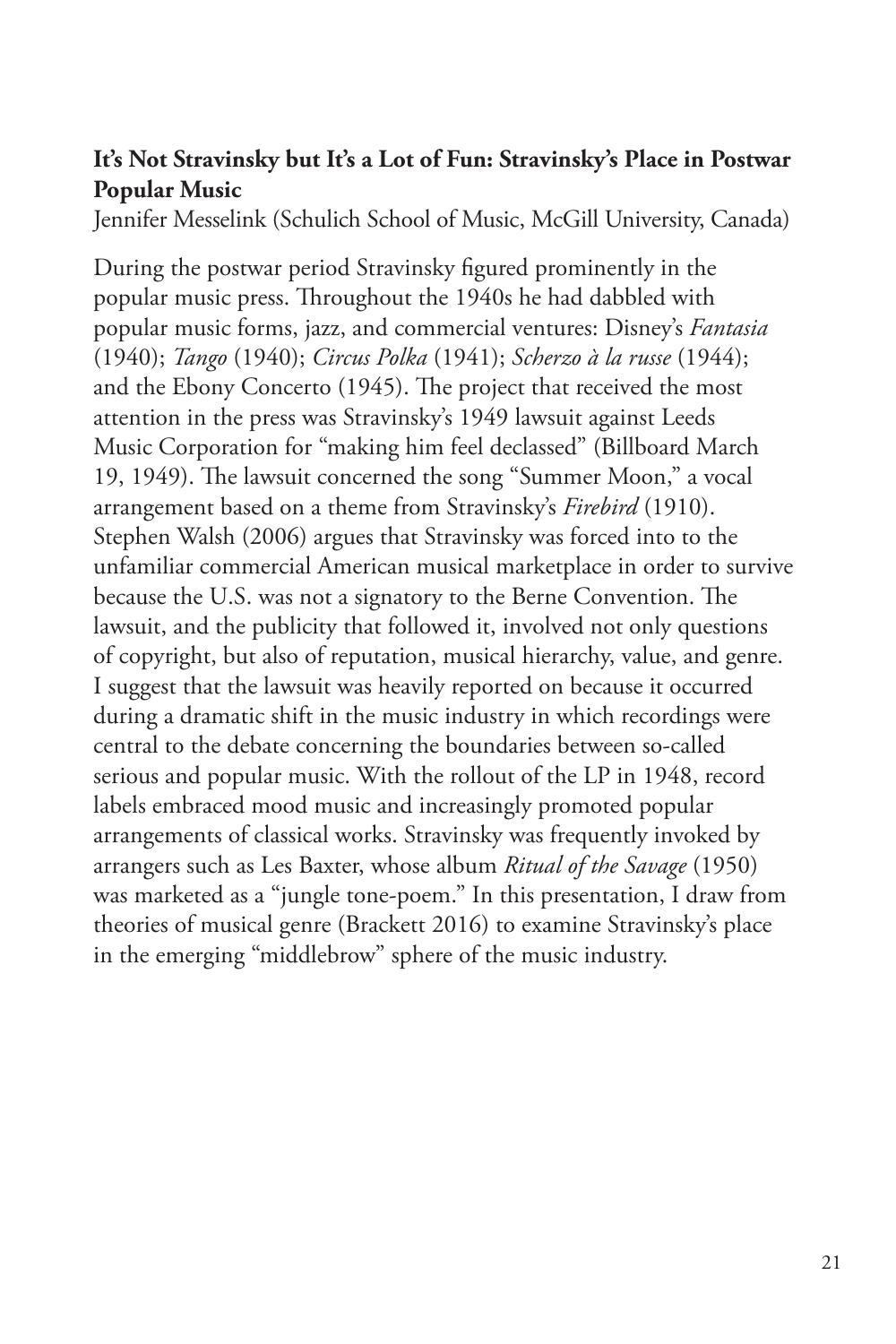**It's Not Stravinsky but It's a Lot of Fun: Stravinsky's Place in Postwar Popular Music**

Jennifer Messelink (Schulich School of Music, McGill University, Canada)

During the postwar period Stravinsky figured prominently in the popular music press. Throughout the 1940s he had dabbled with popular music forms, jazz, and commercial ventures: Disney's *Fantasia* (1940); *Tango* (1940); *Circus Polka* (1941); *Scherzo à la russe* (1944); and the Ebony Concerto (1945). The project that received the most attention in the press was Stravinsky's 1949 lawsuit against Leeds Music Corporation for "making him feel declassed" (Billboard March 19, 1949). The lawsuit concerned the song "Summer Moon," a vocal arrangement based on a theme from Stravinsky's *Firebird* (1910). Stephen Walsh (2006) argues that Stravinsky was forced into to the unfamiliar commercial American musical marketplace in order to survive because the U.S. was not a signatory to the Berne Convention. The lawsuit, and the publicity that followed it, involved not only questions of copyright, but also of reputation, musical hierarchy, value, and genre. I suggest that the lawsuit was heavily reported on because it occurred during a dramatic shift in the music industry in which recordings were central to the debate concerning the boundaries between so-called serious and popular music. With the rollout of the LP in 1948, record labels embraced mood music and increasingly promoted popular arrangements of classical works. Stravinsky was frequently invoked by arrangers such as Les Baxter, whose album *Ritual of the Savage* (1950) was marketed as a "jungle tone-poem." In this presentation, I draw from theories of musical genre (Brackett 2016) to examine Stravinsky's place in the emerging "middlebrow" sphere of the music industry.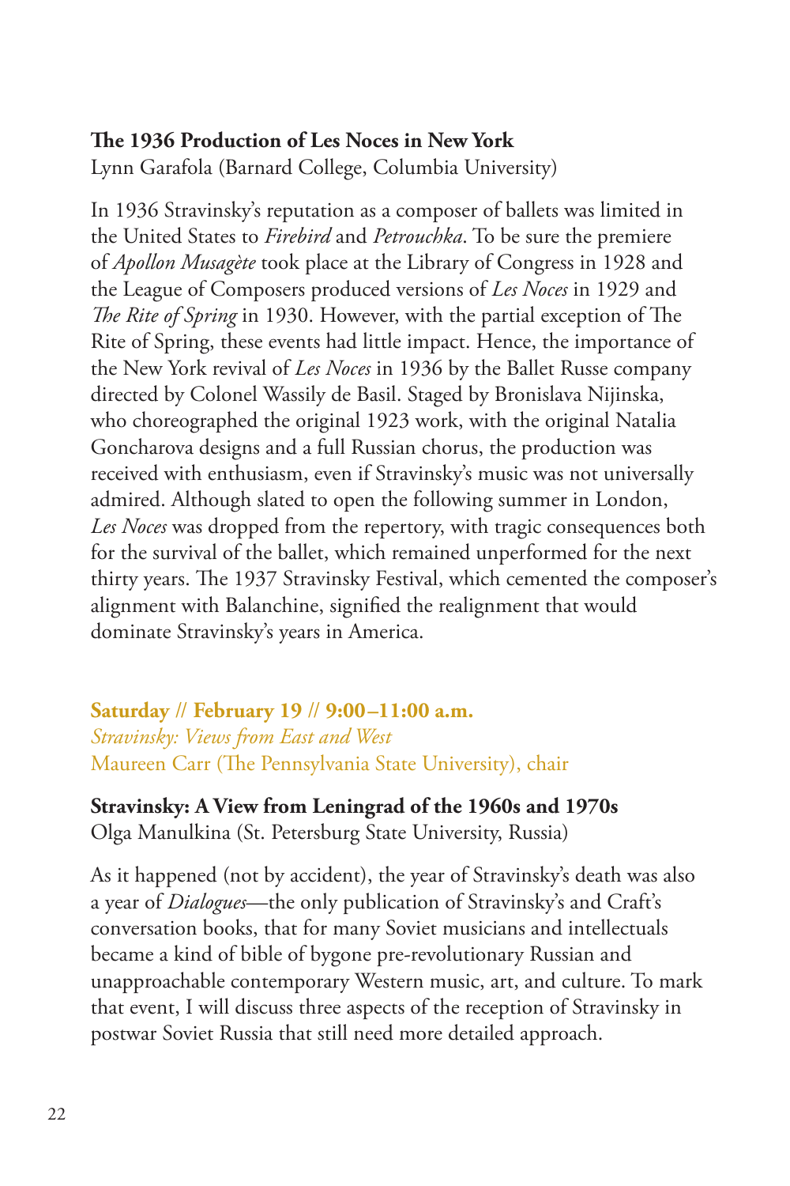**The 1936 Production of Les Noces in New York**
Lynn Garafola (Barnard College, Columbia University)

In 1936 Stravinsky's reputation as a composer of ballets was limited in the United States to *Firebird* and *Petrouchka*. To be sure the premiere of *Apollon Musagète* took place at the Library of Congress in 1928 and the League of Composers produced versions of *Les Noces* in 1929 and *The Rite of Spring* in 1930. However, with the partial exception of The Rite of Spring, these events had little impact. Hence, the importance of the New York revival of *Les Noces* in 1936 by the Ballet Russe company directed by Colonel Wassily de Basil. Staged by Bronislava Nijinska, who choreographed the original 1923 work, with the original Natalia Goncharova designs and a full Russian chorus, the production was received with enthusiasm, even if Stravinsky's music was not universally admired. Although slated to open the following summer in London, *Les Noces* was dropped from the repertory, with tragic consequences both for the survival of the ballet, which remained unperformed for the next thirty years. The 1937 Stravinsky Festival, which cemented the composer's alignment with Balanchine, signified the realignment that would dominate Stravinsky's years in America.

**Saturday // February 19 // 9:00–11:00 a.m.**
*Stravinsky: Views from East and West*
Maureen Carr (The Pennsylvania State University), chair

**Stravinsky: A View from Leningrad of the 1960s and 1970s**
Olga Manulkina (St. Petersburg State University, Russia)

As it happened (not by accident), the year of Stravinsky's death was also a year of *Dialogues*—the only publication of Stravinsky's and Craft's conversation books, that for many Soviet musicians and intellectuals became a kind of bible of bygone pre-revolutionary Russian and unapproachable contemporary Western music, art, and culture. To mark that event, I will discuss three aspects of the reception of Stravinsky in postwar Soviet Russia that still need more detailed approach.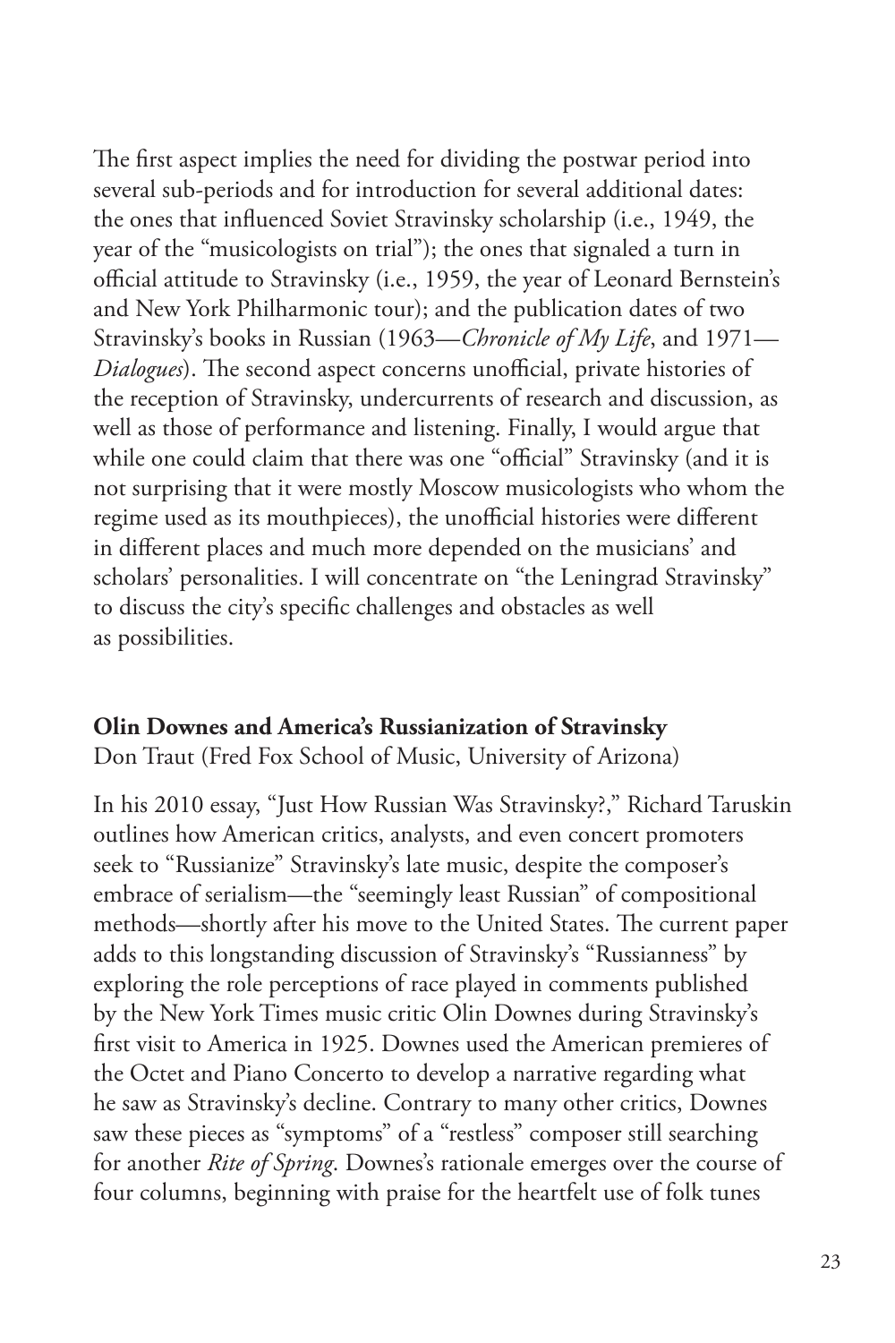The first aspect implies the need for dividing the postwar period into several sub-periods and for introduction for several additional dates: the ones that influenced Soviet Stravinsky scholarship (i.e., 1949, the year of the "musicologists on trial"); the ones that signaled a turn in official attitude to Stravinsky (i.e., 1959, the year of Leonard Bernstein's and New York Philharmonic tour); and the publication dates of two Stravinsky's books in Russian (1963—*Chronicle of My Life*, and 1971—*Dialogues*). The second aspect concerns unofficial, private histories of the reception of Stravinsky, undercurrents of research and discussion, as well as those of performance and listening. Finally, I would argue that while one could claim that there was one "official" Stravinsky (and it is not surprising that it were mostly Moscow musicologists who whom the regime used as its mouthpieces), the unofficial histories were different in different places and much more depended on the musicians' and scholars' personalities. I will concentrate on "the Leningrad Stravinsky" to discuss the city's specific challenges and obstacles as well as possibilities.

**Olin Downes and America's Russianization of Stravinsky**
Don Traut (Fred Fox School of Music, University of Arizona)

In his 2010 essay, "Just How Russian Was Stravinsky?," Richard Taruskin outlines how American critics, analysts, and even concert promoters seek to "Russianize" Stravinsky's late music, despite the composer's embrace of serialism—the "seemingly least Russian" of compositional methods—shortly after his move to the United States. The current paper adds to this longstanding discussion of Stravinsky's "Russianness" by exploring the role perceptions of race played in comments published by the New York Times music critic Olin Downes during Stravinsky's first visit to America in 1925. Downes used the American premieres of the Octet and Piano Concerto to develop a narrative regarding what he saw as Stravinsky's decline. Contrary to many other critics, Downes saw these pieces as "symptoms" of a "restless" composer still searching for another *Rite of Spring*. Downes's rationale emerges over the course of four columns, beginning with praise for the heartfelt use of folk tunes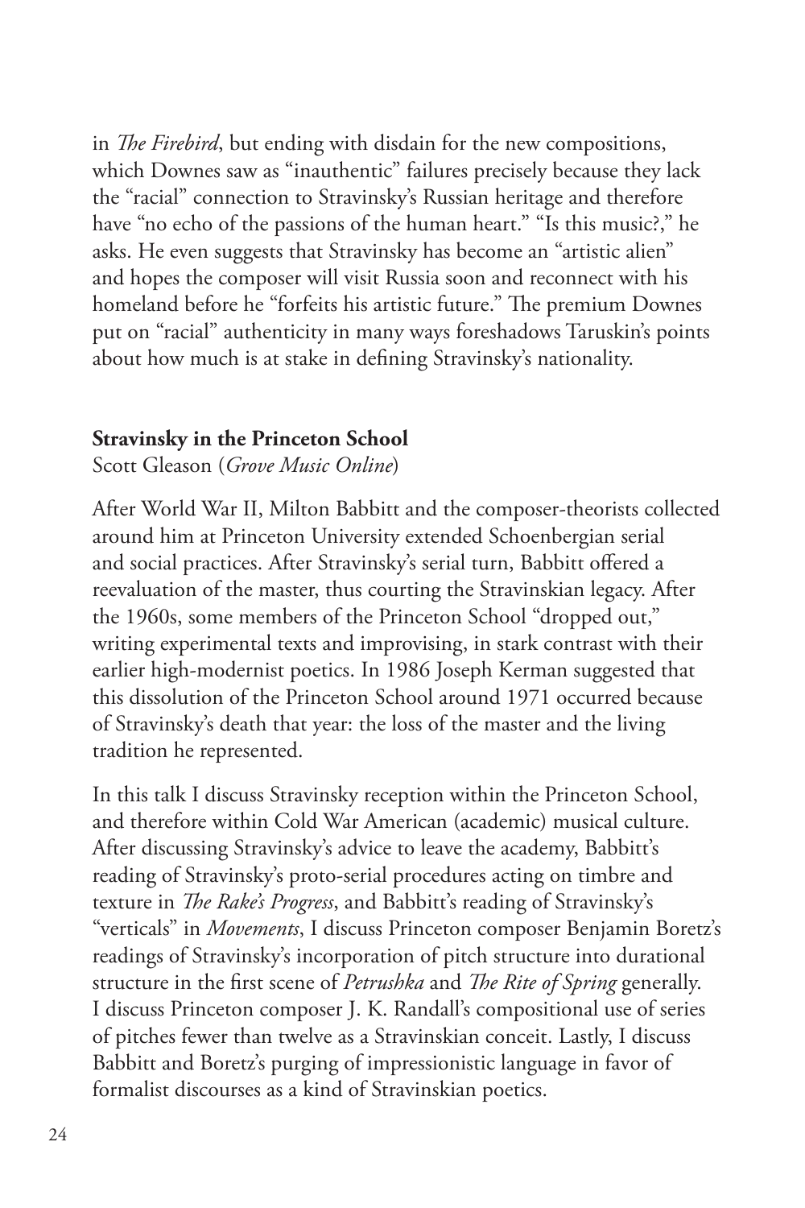in *The Firebird*, but ending with disdain for the new compositions, which Downes saw as "inauthentic" failures precisely because they lack the "racial" connection to Stravinsky's Russian heritage and therefore have "no echo of the passions of the human heart." "Is this music?," he asks. He even suggests that Stravinsky has become an "artistic alien" and hopes the composer will visit Russia soon and reconnect with his homeland before he "forfeits his artistic future." The premium Downes put on "racial" authenticity in many ways foreshadows Taruskin's points about how much is at stake in defining Stravinsky's nationality.

**Stravinsky in the Princeton School**
Scott Gleason (*Grove Music Online*)

After World War II, Milton Babbitt and the composer-theorists collected around him at Princeton University extended Schoenbergian serial and social practices. After Stravinsky's serial turn, Babbitt offered a reevaluation of the master, thus courting the Stravinskian legacy. After the 1960s, some members of the Princeton School "dropped out," writing experimental texts and improvising, in stark contrast with their earlier high-modernist poetics. In 1986 Joseph Kerman suggested that this dissolution of the Princeton School around 1971 occurred because of Stravinsky's death that year: the loss of the master and the living tradition he represented.

In this talk I discuss Stravinsky reception within the Princeton School, and therefore within Cold War American (academic) musical culture. After discussing Stravinsky's advice to leave the academy, Babbitt's reading of Stravinsky's proto-serial procedures acting on timbre and texture in *The Rake's Progress*, and Babbitt's reading of Stravinsky's "verticals" in *Movements*, I discuss Princeton composer Benjamin Boretz's readings of Stravinsky's incorporation of pitch structure into durational structure in the first scene of *Petrushka* and *The Rite of Spring* generally. I discuss Princeton composer J. K. Randall's compositional use of series of pitches fewer than twelve as a Stravinskian conceit. Lastly, I discuss Babbitt and Boretz's purging of impressionistic language in favor of formalist discourses as a kind of Stravinskian poetics.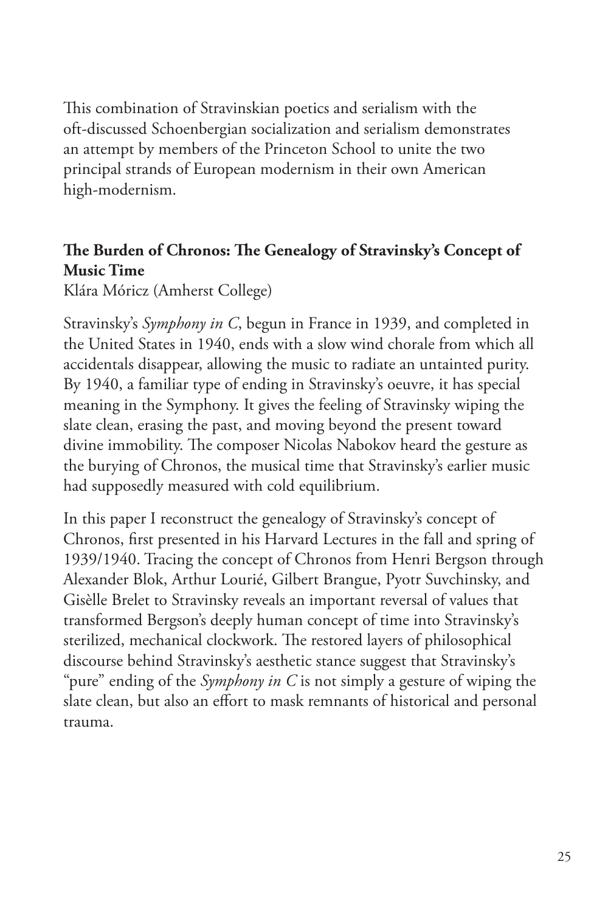This combination of Stravinskian poetics and serialism with the oft-discussed Schoenbergian socialization and serialism demonstrates an attempt by members of the Princeton School to unite the two principal strands of European modernism in their own American high-modernism.

### The Burden of Chronos: The Genealogy of Stravinsky's Concept of Music Time

Klára Móricz (Amherst College)

Stravinsky's *Symphony in C*, begun in France in 1939, and completed in the United States in 1940, ends with a slow wind chorale from which all accidentals disappear, allowing the music to radiate an untainted purity. By 1940, a familiar type of ending in Stravinsky's oeuvre, it has special meaning in the Symphony. It gives the feeling of Stravinsky wiping the slate clean, erasing the past, and moving beyond the present toward divine immobility. The composer Nicolas Nabokov heard the gesture as the burying of Chronos, the musical time that Stravinsky's earlier music had supposedly measured with cold equilibrium.

In this paper I reconstruct the genealogy of Stravinsky's concept of Chronos, first presented in his Harvard Lectures in the fall and spring of 1939/1940. Tracing the concept of Chronos from Henri Bergson through Alexander Blok, Arthur Lourié, Gilbert Brangue, Pyotr Suvchinsky, and Gisèlle Brelet to Stravinsky reveals an important reversal of values that transformed Bergson's deeply human concept of time into Stravinsky's sterilized, mechanical clockwork. The restored layers of philosophical discourse behind Stravinsky's aesthetic stance suggest that Stravinsky's "pure" ending of the *Symphony in C* is not simply a gesture of wiping the slate clean, but also an effort to mask remnants of historical and personal trauma.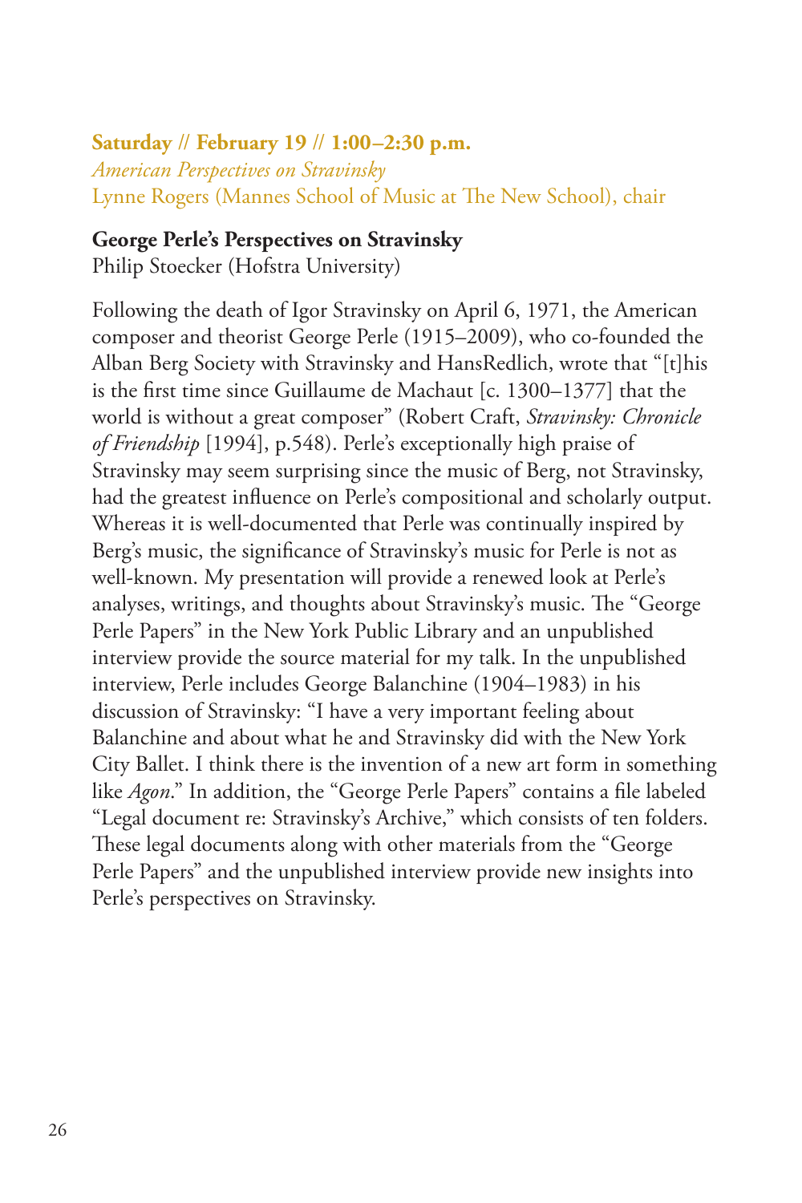**Saturday // February 19 // 1:00–2:30 p.m.**
*American Perspectives on Stravinsky*
Lynne Rogers (Mannes School of Music at The New School), chair

**George Perle's Perspectives on Stravinsky**
Philip Stoecker (Hofstra University)

Following the death of Igor Stravinsky on April 6, 1971, the American composer and theorist George Perle (1915–2009), who co-founded the Alban Berg Society with Stravinsky and HansRedlich, wrote that "[t]his is the first time since Guillaume de Machaut [c. 1300–1377] that the world is without a great composer" (Robert Craft, *Stravinsky: Chronicle of Friendship* [1994], p.548). Perle's exceptionally high praise of Stravinsky may seem surprising since the music of Berg, not Stravinsky, had the greatest influence on Perle's compositional and scholarly output. Whereas it is well-documented that Perle was continually inspired by Berg's music, the significance of Stravinsky's music for Perle is not as well-known. My presentation will provide a renewed look at Perle's analyses, writings, and thoughts about Stravinsky's music. The "George Perle Papers" in the New York Public Library and an unpublished interview provide the source material for my talk. In the unpublished interview, Perle includes George Balanchine (1904–1983) in his discussion of Stravinsky: "I have a very important feeling about Balanchine and about what he and Stravinsky did with the New York City Ballet. I think there is the invention of a new art form in something like *Agon*." In addition, the "George Perle Papers" contains a file labeled "Legal document re: Stravinsky's Archive," which consists of ten folders. These legal documents along with other materials from the "George Perle Papers" and the unpublished interview provide new insights into Perle's perspectives on Stravinsky.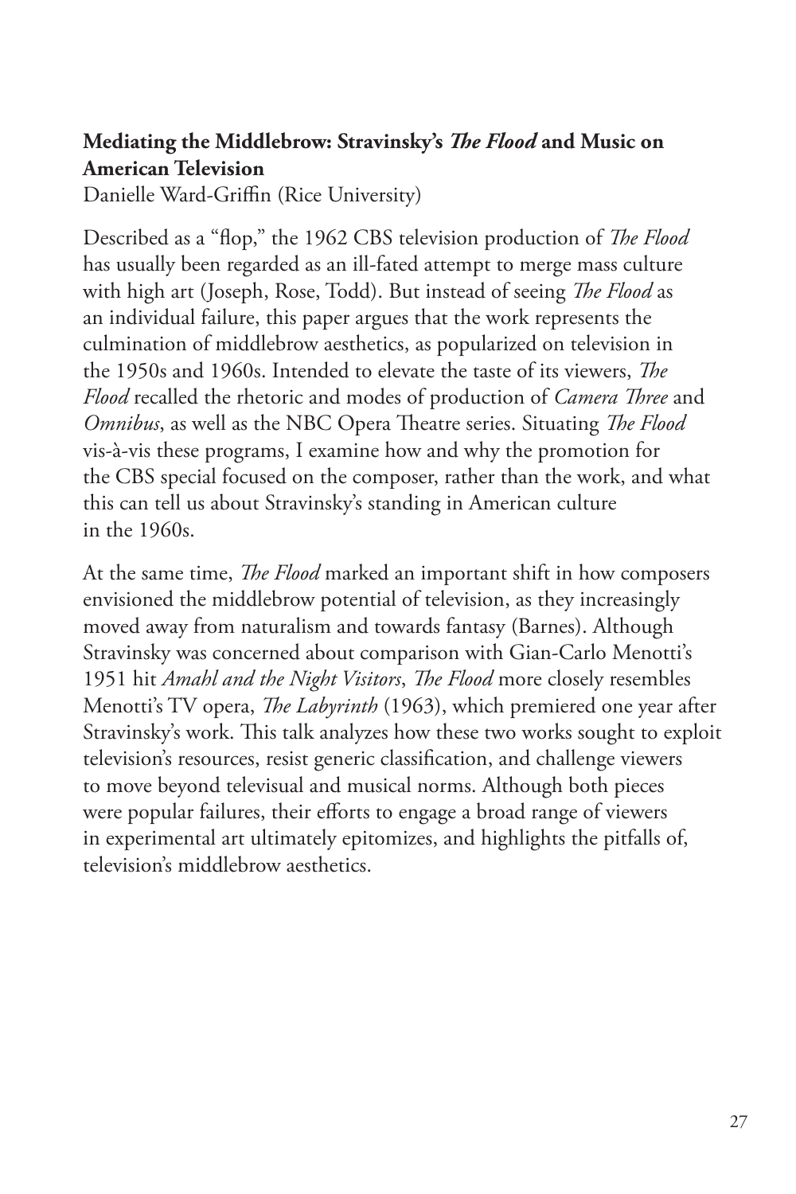### **Mediating the Middlebrow: Stravinsky's *The Flood* and Music on American Television**

Danielle Ward-Griffin (Rice University)

Described as a "flop," the 1962 CBS television production of *The Flood* has usually been regarded as an ill-fated attempt to merge mass culture with high art (Joseph, Rose, Todd). But instead of seeing *The Flood* as an individual failure, this paper argues that the work represents the culmination of middlebrow aesthetics, as popularized on television in the 1950s and 1960s. Intended to elevate the taste of its viewers, *The Flood* recalled the rhetoric and modes of production of *Camera Three* and *Omnibus*, as well as the NBC Opera Theatre series. Situating *The Flood* vis-à-vis these programs, I examine how and why the promotion for the CBS special focused on the composer, rather than the work, and what this can tell us about Stravinsky's standing in American culture in the 1960s.

At the same time, *The Flood* marked an important shift in how composers envisioned the middlebrow potential of television, as they increasingly moved away from naturalism and towards fantasy (Barnes). Although Stravinsky was concerned about comparison with Gian-Carlo Menotti's 1951 hit *Amahl and the Night Visitors*, *The Flood* more closely resembles Menotti's TV opera, *The Labyrinth* (1963), which premiered one year after Stravinsky's work. This talk analyzes how these two works sought to exploit television's resources, resist generic classification, and challenge viewers to move beyond televisual and musical norms. Although both pieces were popular failures, their efforts to engage a broad range of viewers in experimental art ultimately epitomizes, and highlights the pitfalls of, television's middlebrow aesthetics.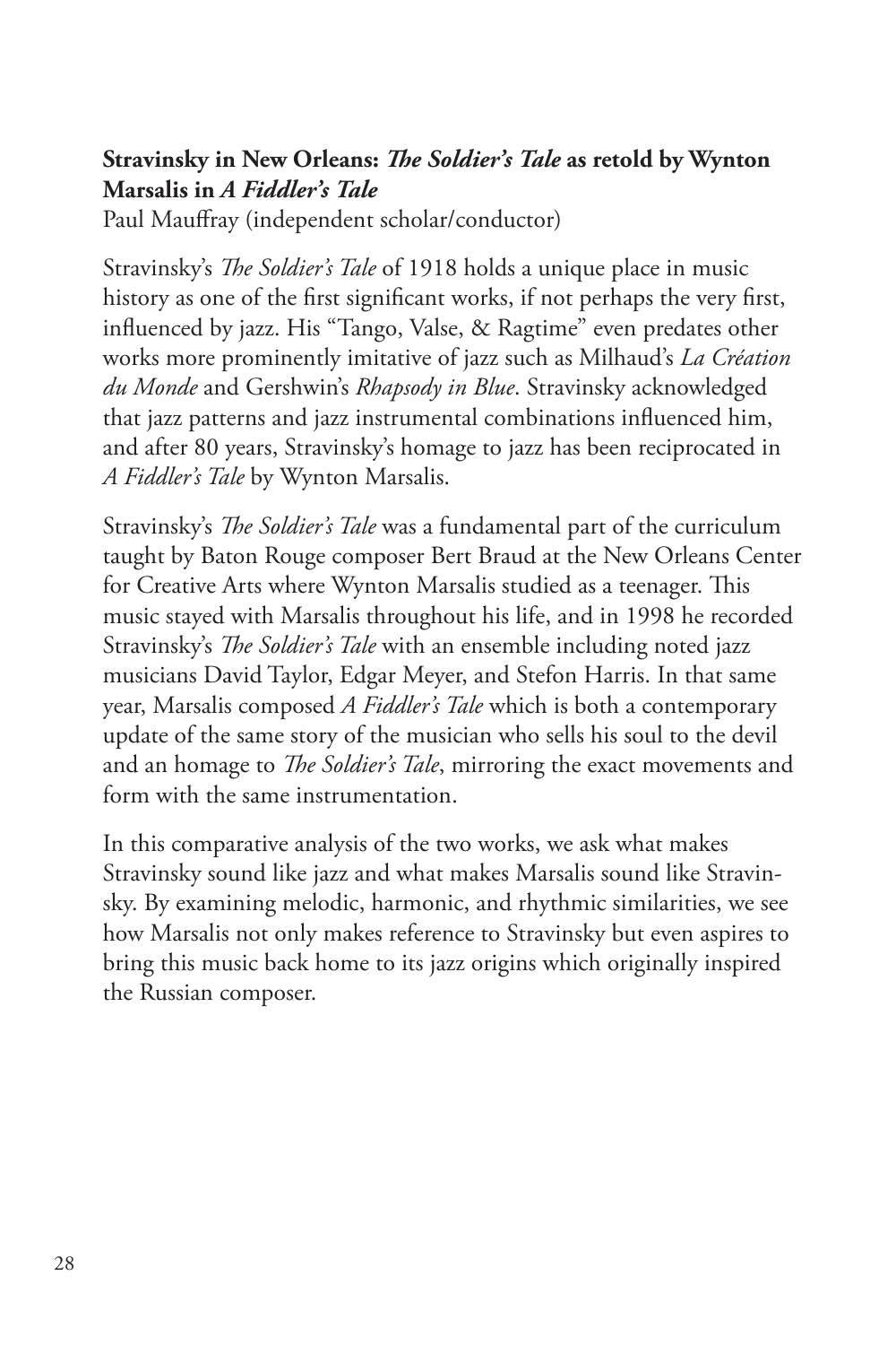### Stravinsky in New Orleans: *The Soldier's Tale* as retold by Wynton Marsalis in *A Fiddler's Tale*

Paul Mauffray (independent scholar/conductor)

Stravinsky's *The Soldier's Tale* of 1918 holds a unique place in music history as one of the first significant works, if not perhaps the very first, influenced by jazz. His "Tango, Valse, & Ragtime" even predates other works more prominently imitative of jazz such as Milhaud's *La Création du Monde* and Gershwin's *Rhapsody in Blue*. Stravinsky acknowledged that jazz patterns and jazz instrumental combinations influenced him, and after 80 years, Stravinsky's homage to jazz has been reciprocated in *A Fiddler's Tale* by Wynton Marsalis.

Stravinsky's *The Soldier's Tale* was a fundamental part of the curriculum taught by Baton Rouge composer Bert Braud at the New Orleans Center for Creative Arts where Wynton Marsalis studied as a teenager. This music stayed with Marsalis throughout his life, and in 1998 he recorded Stravinsky's *The Soldier's Tale* with an ensemble including noted jazz musicians David Taylor, Edgar Meyer, and Stefon Harris. In that same year, Marsalis composed *A Fiddler's Tale* which is both a contemporary update of the same story of the musician who sells his soul to the devil and an homage to *The Soldier's Tale*, mirroring the exact movements and form with the same instrumentation.

In this comparative analysis of the two works, we ask what makes Stravinsky sound like jazz and what makes Marsalis sound like Stravinsky. By examining melodic, harmonic, and rhythmic similarities, we see how Marsalis not only makes reference to Stravinsky but even aspires to bring this music back home to its jazz origins which originally inspired the Russian composer.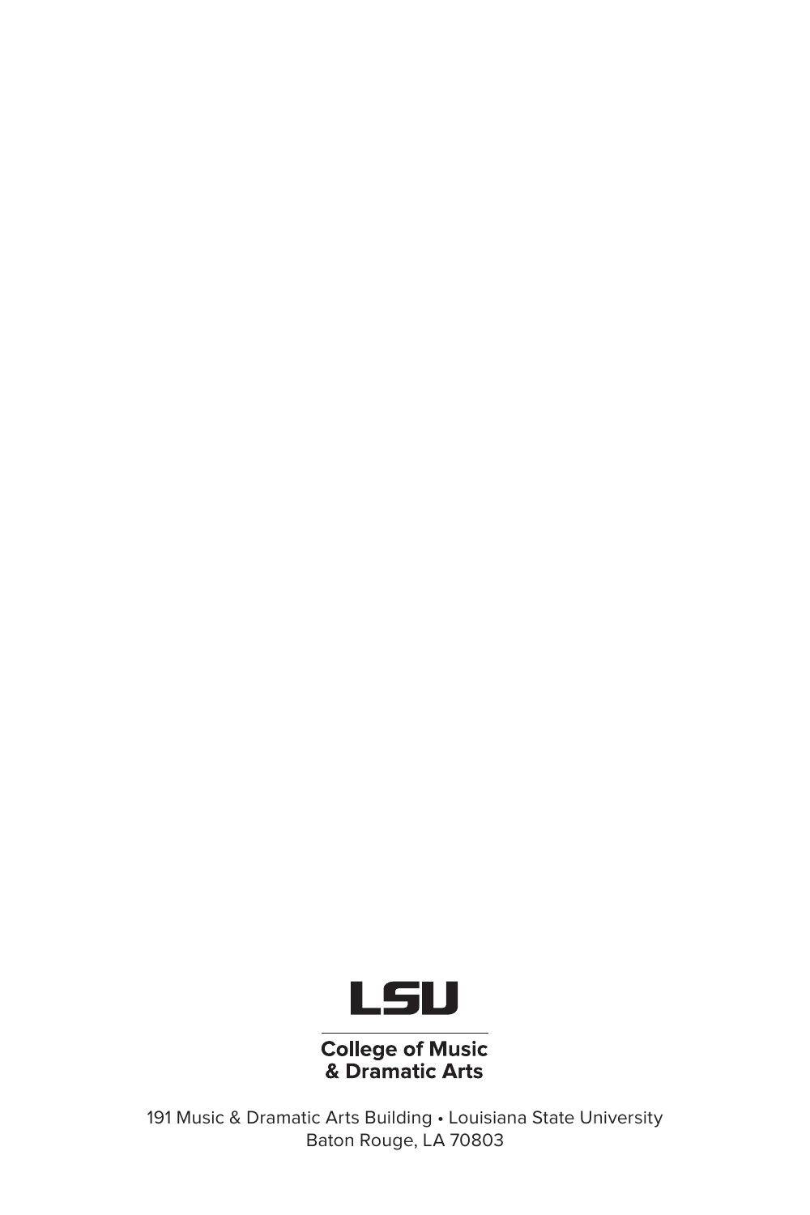LSU

College of Music
& Dramatic Arts

191 Music & Dramatic Arts Building • Louisiana State University
Baton Rouge, LA 70803